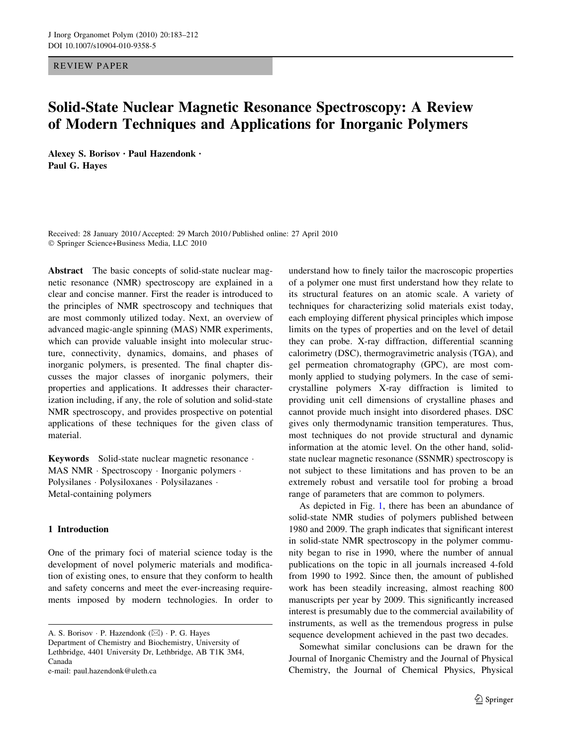REVIEW PAPER

# Solid-State Nuclear Magnetic Resonance Spectroscopy: A Review of Modern Techniques and Applications for Inorganic Polymers

**Alexey S. Borisov · Paul Hazendonk · Paul G. Hayes**

Received: 28 January 2010 / Accepted: 29 March 2010 / Published online: 27 April 2010
© Springer Science+Business Media, LLC 2010

**Abstract** The basic concepts of solid-state nuclear magnetic resonance (NMR) spectroscopy are explained in a clear and concise manner. First the reader is introduced to the principles of NMR spectroscopy and techniques that are most commonly utilized today. Next, an overview of advanced magic-angle spinning (MAS) NMR experiments, which can provide valuable insight into molecular structure, connectivity, dynamics, domains, and phases of inorganic polymers, is presented. The final chapter discusses the major classes of inorganic polymers, their properties and applications. It addresses their characterization including, if any, the role of solution and solid-state NMR spectroscopy, and provides prospective on potential applications of these techniques for the given class of material.

**Keywords** Solid-state nuclear magnetic resonance · MAS NMR · Spectroscopy · Inorganic polymers · Polysilanes · Polysiloxanes · Polysilazanes · Metal-containing polymers

## 1 Introduction

One of the primary foci of material science today is the development of novel polymeric materials and modification of existing ones, to ensure that they conform to health and safety concerns and meet the ever-increasing requirements imposed by modern technologies. In order to understand how to finely tailor the macroscopic properties of a polymer one must first understand how they relate to its structural features on an atomic scale. A variety of techniques for characterizing solid materials exist today, each employing different physical principles which impose limits on the types of properties and on the level of detail they can probe. X-ray diffraction, differential scanning calorimetry (DSC), thermogravimetric analysis (TGA), and gel permeation chromatography (GPC), are most commonly applied to studying polymers. In the case of semi-crystalline polymers X-ray diffraction is limited to providing unit cell dimensions of crystalline phases and cannot provide much insight into disordered phases. DSC gives only thermodynamic transition temperatures. Thus, most techniques do not provide structural and dynamic information at the atomic level. On the other hand, solid-state nuclear magnetic resonance (SSNMR) spectroscopy is not subject to these limitations and has proven to be an extremely robust and versatile tool for probing a broad range of parameters that are common to polymers.

As depicted in Fig. 1, there has been an abundance of solid-state NMR studies of polymers published between 1980 and 2009. The graph indicates that significant interest in solid-state NMR spectroscopy in the polymer community began to rise in 1990, where the number of annual publications on the topic in all journals increased 4-fold from 1990 to 1992. Since then, the amount of published work has been steadily increasing, almost reaching 800 manuscripts per year by 2009. This significantly increased interest is presumably due to the commercial availability of instruments, as well as the tremendous progress in pulse sequence development achieved in the past two decades.

Somewhat similar conclusions can be drawn for the Journal of Inorganic Chemistry and the Journal of Physical Chemistry, the Journal of Chemical Physics, Physical

---

A. S. Borisov · P. Hazendonk (✉) · P. G. Hayes
Department of Chemistry and Biochemistry, University of Lethbridge, 4401 University Dr, Lethbridge, AB T1K 3M4, Canada
e-mail: paul.hazendonk@uleth.ca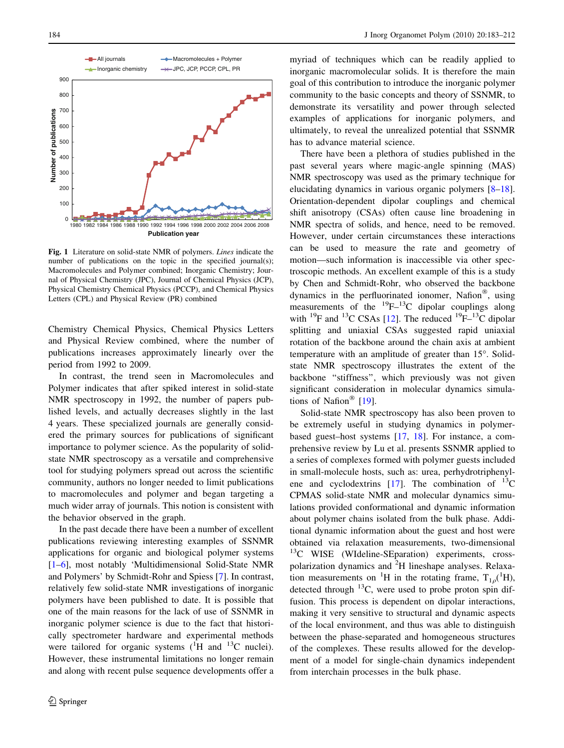Fig. 1 Literature on solid-state NMR of polymers. *Lines* indicate the number of publications on the topic in the specified journal(s); Macromolecules and Polymer combined; Inorganic Chemistry; Journal of Physical Chemistry (JPC), Journal of Chemical Physics (JCP), Physical Chemistry Chemical Physics (PCCP), and Chemical Physics Letters (CPL) and Physical Review (PR) combined

Chemistry Chemical Physics, Chemical Physics Letters and Physical Review combined, where the number of publications increases approximately linearly over the period from 1992 to 2009.

In contrast, the trend seen in Macromolecules and Polymer indicates that after spiked interest in solid-state NMR spectroscopy in 1992, the number of papers published levels, and actually decreases slightly in the last 4 years. These specialized journals are generally considered the primary sources for publications of significant importance to polymer science. As the popularity of solid-state NMR spectroscopy as a versatile and comprehensive tool for studying polymers spread out across the scientific community, authors no longer needed to limit publications to macromolecules and polymer and began targeting a much wider array of journals. This notion is consistent with the behavior observed in the graph.

In the past decade there have been a number of excellent publications reviewing interesting examples of SSNMR applications for organic and biological polymer systems [1–6], most notably 'Multidimensional Solid-State NMR and Polymers' by Schmidt-Rohr and Spiess [7]. In contrast, relatively few solid-state NMR investigations of inorganic polymers have been published to date. It is possible that one of the main reasons for the lack of use of SSNMR in inorganic polymer science is due to the fact that historically spectrometer hardware and experimental methods were tailored for organic systems ($^{1}$H and $^{13}$C nuclei). However, these instrumental limitations no longer remain and along with recent pulse sequence developments offer a myriad of techniques which can be readily applied to inorganic macromolecular solids. It is therefore the main goal of this contribution to introduce the inorganic polymer community to the basic concepts and theory of SSNMR, to demonstrate its versatility and power through selected examples of applications for inorganic polymers, and ultimately, to reveal the unrealized potential that SSNMR has to advance material science.

There have been a plethora of studies published in the past several years where magic-angle spinning (MAS) NMR spectroscopy was used as the primary technique for elucidating dynamics in various organic polymers [8–18]. Orientation-dependent dipolar couplings and chemical shift anisotropy (CSAs) often cause line broadening in NMR spectra of solids, and hence, need to be removed. However, under certain circumstances these interactions can be used to measure the rate and geometry of motion—such information is inaccessible via other spectroscopic methods. An excellent example of this is a study by Chen and Schmidt-Rohr, who observed the backbone dynamics in the perfluorinated ionomer, Nafion®, using measurements of the $^{19}$F–$^{13}$C dipolar couplings along with $^{19}$F and $^{13}$C CSAs [12]. The reduced $^{19}$F–$^{13}$C dipolar splitting and uniaxial CSAs suggested rapid uniaxial rotation of the backbone around the chain axis at ambient temperature with an amplitude of greater than 15°. Solid-state NMR spectroscopy illustrates the extent of the backbone "stiffness", which previously was not given significant consideration in molecular dynamics simulations of Nafion® [19].

Solid-state NMR spectroscopy has also been proven to be extremely useful in studying dynamics in polymer-based guest–host systems [17, 18]. For instance, a comprehensive review by Lu et al. presents SSNMR applied to a series of complexes formed with polymer guests included in small-molecule hosts, such as: urea, perhydrotriphenylene and cyclodextrins [17]. The combination of $^{13}$C CPMAS solid-state NMR and molecular dynamics simulations provided conformational and dynamic information about polymer chains isolated from the bulk phase. Additional dynamic information about the guest and host were obtained via relaxation measurements, two-dimensional $^{13}$C WISE (WIdeline-SEparation) experiments, cross-polarization dynamics and $^{2}$H lineshape analyses. Relaxation measurements on $^{1}$H in the rotating frame, $T_{1\rho}(^{1}H)$, detected through $^{13}$C, were used to probe proton spin diffusion. This process is dependent on dipolar interactions, making it very sensitive to structural and dynamic aspects of the local environment, and thus was able to distinguish between the phase-separated and homogeneous structures of the complexes. These results allowed for the development of a model for single-chain dynamics independent from interchain processes in the bulk phase.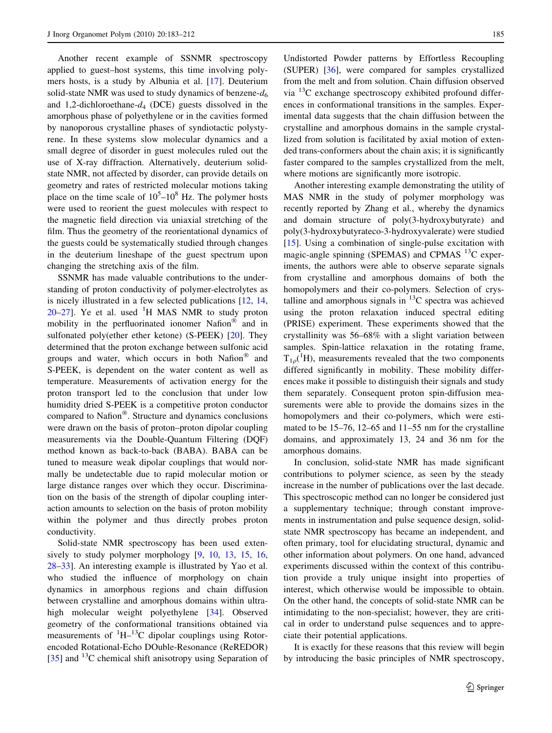Another recent example of SSNMR spectroscopy applied to guest–host systems, this time involving polymers hosts, is a study by Albunia et al. [17]. Deuterium solid-state NMR was used to study dynamics of benzene-$d_6$ and 1,2-dichloroethane-$d_4$ (DCE) guests dissolved in the amorphous phase of polyethylene or in the cavities formed by nanoporous crystalline phases of syndiotactic polystyrene. In these systems slow molecular dynamics and a small degree of disorder in guest molecules ruled out the use of X-ray diffraction. Alternatively, deuterium solid-state NMR, not affected by disorder, can provide details on geometry and rates of restricted molecular motions taking place on the time scale of $10^5$–$10^8$ Hz. The polymer hosts were used to reorient the guest molecules with respect to the magnetic field direction via uniaxial stretching of the film. Thus the geometry of the reorientational dynamics of the guests could be systematically studied through changes in the deuterium lineshape of the guest spectrum upon changing the stretching axis of the film.

SSNMR has made valuable contributions to the understanding of proton conductivity of polymer-electrolytes as is nicely illustrated in a few selected publications [12, 14, 20–27]. Ye et al. used $^1$H MAS NMR to study proton mobility in the perfluorinated ionomer Nafion® and in sulfonated poly(ether ether ketone) (S-PEEK) [20]. They determined that the proton exchange between sulfonic acid groups and water, which occurs in both Nafion® and S-PEEK, is dependent on the water content as well as temperature. Measurements of activation energy for the proton transport led to the conclusion that under low humidity dried S-PEEK is a competitive proton conductor compared to Nafion®. Structure and dynamics conclusions were drawn on the basis of proton–proton dipolar coupling measurements via the Double-Quantum Filtering (DQF) method known as back-to-back (BABA). BABA can be tuned to measure weak dipolar couplings that would normally be undetectable due to rapid molecular motion or large distance ranges over which they occur. Discrimination on the basis of the strength of dipolar coupling interaction amounts to selection on the basis of proton mobility within the polymer and thus directly probes proton conductivity.

Solid-state NMR spectroscopy has been used extensively to study polymer morphology [9, 10, 13, 15, 16, 28–33]. An interesting example is illustrated by Yao et al. who studied the influence of morphology on chain dynamics in amorphous regions and chain diffusion between crystalline and amorphous domains within ultra-high molecular weight polyethylene [34]. Observed geometry of the conformational transitions obtained via measurements of $^1$H–$^{13}$C dipolar couplings using Rotor-encoded Rotational-Echo DOuble-Resonance (ReREDOR) [35] and $^{13}$C chemical shift anisotropy using Separation of Undistorted Powder patterns by Effortless Recoupling (SUPER) [36], were compared for samples crystallized from the melt and from solution. Chain diffusion observed via $^{13}$C exchange spectroscopy exhibited profound differences in conformational transitions in the samples. Experimental data suggests that the chain diffusion between the crystalline and amorphous domains in the sample crystallized from solution is facilitated by axial motion of extended trans-conformers about the chain axis; it is significantly faster compared to the samples crystallized from the melt, where motions are significantly more isotropic.

Another interesting example demonstrating the utility of MAS NMR in the study of polymer morphology was recently reported by Zhang et al., whereby the dynamics and domain structure of poly(3-hydroxybutyrate) and poly(3-hydroxybutyrateco-3-hydroxyvalerate) were studied [15]. Using a combination of single-pulse excitation with magic-angle spinning (SPEMAS) and CPMAS $^{13}$C experiments, the authors were able to observe separate signals from crystalline and amorphous domains of both the homopolymers and their co-polymers. Selection of crystalline and amorphous signals in $^{13}$C spectra was achieved using the proton relaxation induced spectral editing (PRISE) experiment. These experiments showed that the crystallinity was 56–68% with a slight variation between samples. Spin-lattice relaxation in the rotating frame, $T_{1\rho}(^1H)$, measurements revealed that the two components differed significantly in mobility. These mobility differences make it possible to distinguish their signals and study them separately. Consequent proton spin-diffusion measurements were able to provide the domains sizes in the homopolymers and their co-polymers, which were estimated to be 15–76, 12–65 and 11–55 nm for the crystalline domains, and approximately 13, 24 and 36 nm for the amorphous domains.

In conclusion, solid-state NMR has made significant contributions to polymer science, as seen by the steady increase in the number of publications over the last decade. This spectroscopic method can no longer be considered just a supplementary technique; through constant improvements in instrumentation and pulse sequence design, solid-state NMR spectroscopy has became an independent, and often primary, tool for elucidating structural, dynamic and other information about polymers. On one hand, advanced experiments discussed within the context of this contribution provide a truly unique insight into properties of interest, which otherwise would be impossible to obtain. On the other hand, the concepts of solid-state NMR can be intimidating to the non-specialist; however, they are critical in order to understand pulse sequences and to appreciate their potential applications.

It is exactly for these reasons that this review will begin by introducing the basic principles of NMR spectroscopy,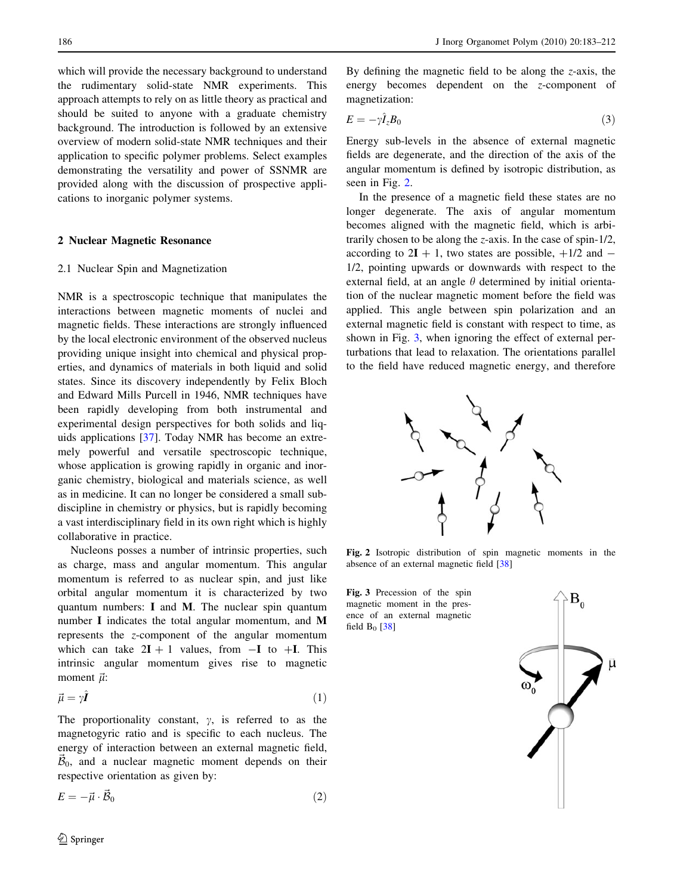which will provide the necessary background to understand the rudimentary solid-state NMR experiments. This approach attempts to rely on as little theory as practical and should be suited to anyone with a graduate chemistry background. The introduction is followed by an extensive overview of modern solid-state NMR techniques and their application to specific polymer problems. Select examples demonstrating the versatility and power of SSNMR are provided along with the discussion of prospective applications to inorganic polymer systems.

## 2 Nuclear Magnetic Resonance

### 2.1 Nuclear Spin and Magnetization

NMR is a spectroscopic technique that manipulates the interactions between magnetic moments of nuclei and magnetic fields. These interactions are strongly influenced by the local electronic environment of the observed nucleus providing unique insight into chemical and physical properties, and dynamics of materials in both liquid and solid states. Since its discovery independently by Felix Bloch and Edward Mills Purcell in 1946, NMR techniques have been rapidly developing from both instrumental and experimental design perspectives for both solids and liquids applications [37]. Today NMR has become an extremely powerful and versatile spectroscopic technique, whose application is growing rapidly in organic and inorganic chemistry, biological and materials science, as well as in medicine. It can no longer be considered a small subdiscipline in chemistry or physics, but is rapidly becoming a vast interdisciplinary field in its own right which is highly collaborative in practice.

Nucleons posses a number of intrinsic properties, such as charge, mass and angular momentum. This angular momentum is referred to as nuclear spin, and just like orbital angular momentum it is characterized by two quantum numbers: **I** and **M**. The nuclear spin quantum number **I** indicates the total angular momentum, and **M** represents the *z*-component of the angular momentum which can take $2\mathbf{I}+1$ values, from $-\mathbf{I}$ to $+\mathbf{I}$. This intrinsic angular momentum gives rise to magnetic moment $\vec{\mu}$:

$$\vec{\mu} = \gamma \hat{\boldsymbol{I}} \tag{1}$$

The proportionality constant, $\gamma$, is referred to as the magnetogyric ratio and is specific to each nucleus. The energy of interaction between an external magnetic field, $\vec{\mathcal{B}}_0$, and a nuclear magnetic moment depends on their respective orientation as given by:

$$E = -\vec{\mu} \cdot \vec{\mathcal{B}}_0 \tag{2}$$

By defining the magnetic field to be along the *z*-axis, the energy becomes dependent on the *z*-component of magnetization:

$$E = -\gamma \hat{I}_z B_0 \tag{3}$$

Energy sub-levels in the absence of external magnetic fields are degenerate, and the direction of the axis of the angular momentum is defined by isotropic distribution, as seen in Fig. 2.

In the presence of a magnetic field these states are no longer degenerate. The axis of angular momentum becomes aligned with the magnetic field, which is arbitrarily chosen to be along the *z*-axis. In the case of spin-1/2, according to $2\mathbf{I}+1$, two states are possible, $+1/2$ and $-1/2$, pointing upwards or downwards with respect to the external field, at an angle $\theta$ determined by initial orientation of the nuclear magnetic moment before the field was applied. This angle between spin polarization and an external magnetic field is constant with respect to time, as shown in Fig. 3, when ignoring the effect of external perturbations that lead to relaxation. The orientations parallel to the field have reduced magnetic energy, and therefore

**Fig. 2** Isotropic distribution of spin magnetic moments in the absence of an external magnetic field [38]

**Fig. 3** Precession of the spin magnetic moment in the presence of an external magnetic field $B_0$ [38]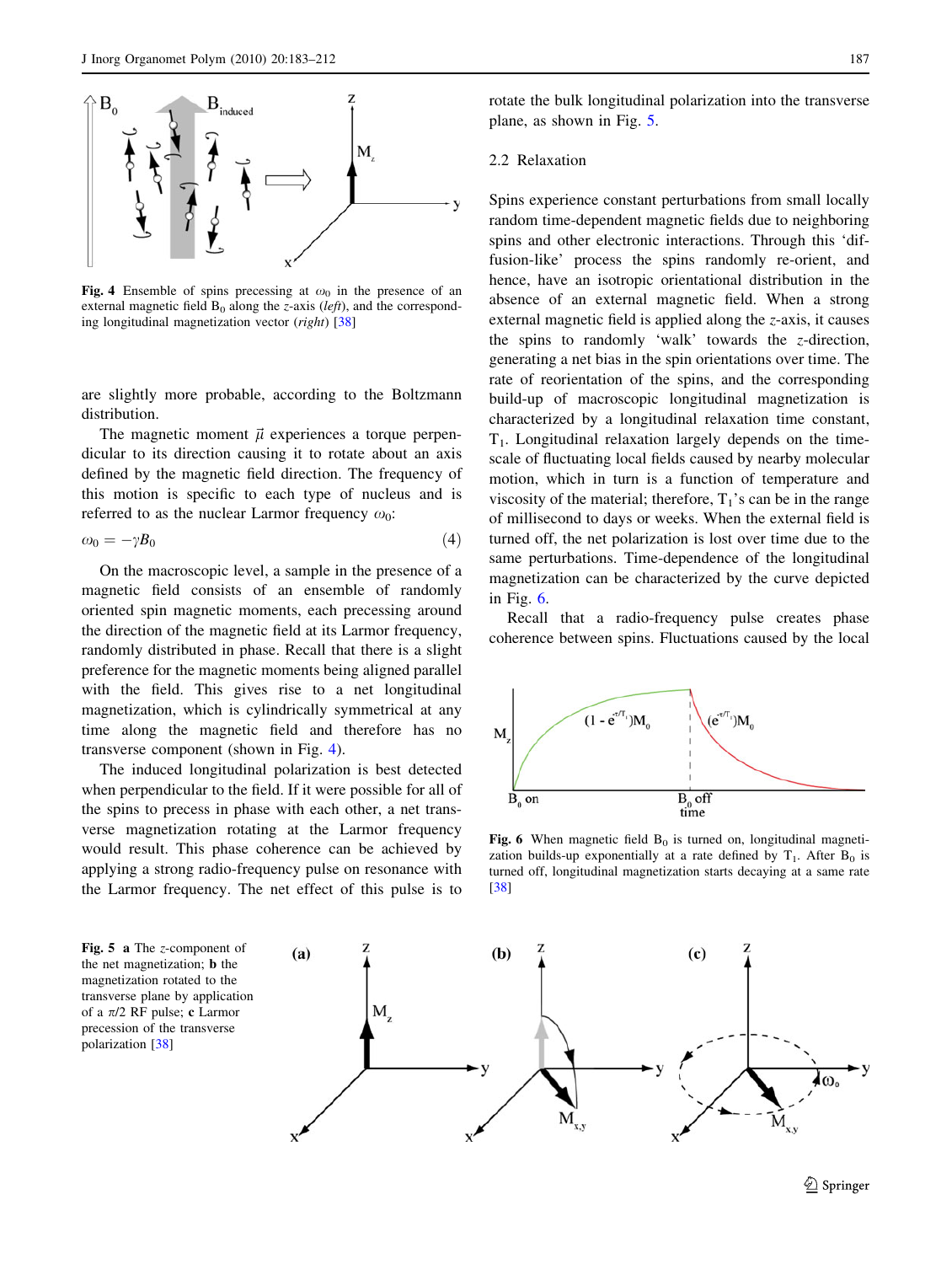Fig. 4 Ensemble of spins precessing at $\omega_0$ in the presence of an external magnetic field $B_0$ along the *z*-axis (*left*), and the corresponding longitudinal magnetization vector (*right*) [38]

are slightly more probable, according to the Boltzmann distribution.

The magnetic moment $\vec{\mu}$ experiences a torque perpendicular to its direction causing it to rotate about an axis defined by the magnetic field direction. The frequency of this motion is specific to each type of nucleus and is referred to as the nuclear Larmor frequency $\omega_0$:

$$\omega_0 = -\gamma B_0 \tag{4}$$

On the macroscopic level, a sample in the presence of a magnetic field consists of an ensemble of randomly oriented spin magnetic moments, each precessing around the direction of the magnetic field at its Larmor frequency, randomly distributed in phase. Recall that there is a slight preference for the magnetic moments being aligned parallel with the field. This gives rise to a net longitudinal magnetization, which is cylindrically symmetrical at any time along the magnetic field and therefore has no transverse component (shown in Fig. 4).

The induced longitudinal polarization is best detected when perpendicular to the field. If it were possible for all of the spins to precess in phase with each other, a net transverse magnetization rotating at the Larmor frequency would result. This phase coherence can be achieved by applying a strong radio-frequency pulse on resonance with the Larmor frequency. The net effect of this pulse is to rotate the bulk longitudinal polarization into the transverse plane, as shown in Fig. 5.

### 2.2 Relaxation

Spins experience constant perturbations from small locally random time-dependent magnetic fields due to neighboring spins and other electronic interactions. Through this 'diffusion-like' process the spins randomly re-orient, and hence, have an isotropic orientational distribution in the absence of an external magnetic field. When a strong external magnetic field is applied along the *z*-axis, it causes the spins to randomly 'walk' towards the *z*-direction, generating a net bias in the spin orientations over time. The rate of reorientation of the spins, and the corresponding build-up of macroscopic longitudinal magnetization is characterized by a longitudinal relaxation time constant, $T_1$. Longitudinal relaxation largely depends on the time-scale of fluctuating local fields caused by nearby molecular motion, which in turn is a function of temperature and viscosity of the material; therefore, $T_1$'s can be in the range of millisecond to days or weeks. When the external field is turned off, the net polarization is lost over time due to the same perturbations. Time-dependence of the longitudinal magnetization can be characterized by the curve depicted in Fig. 6.

Recall that a radio-frequency pulse creates phase coherence between spins. Fluctuations caused by the local

Fig. 6 When magnetic field $B_0$ is turned on, longitudinal magnetization builds-up exponentially at a rate defined by $T_1$. After $B_0$ is turned off, longitudinal magnetization starts decaying at a same rate [38]

Fig. 5 **a** The *z*-component of the net magnetization; **b** the magnetization rotated to the transverse plane by application of a $\pi/2$ RF pulse; **c** Larmor precession of the transverse polarization [38]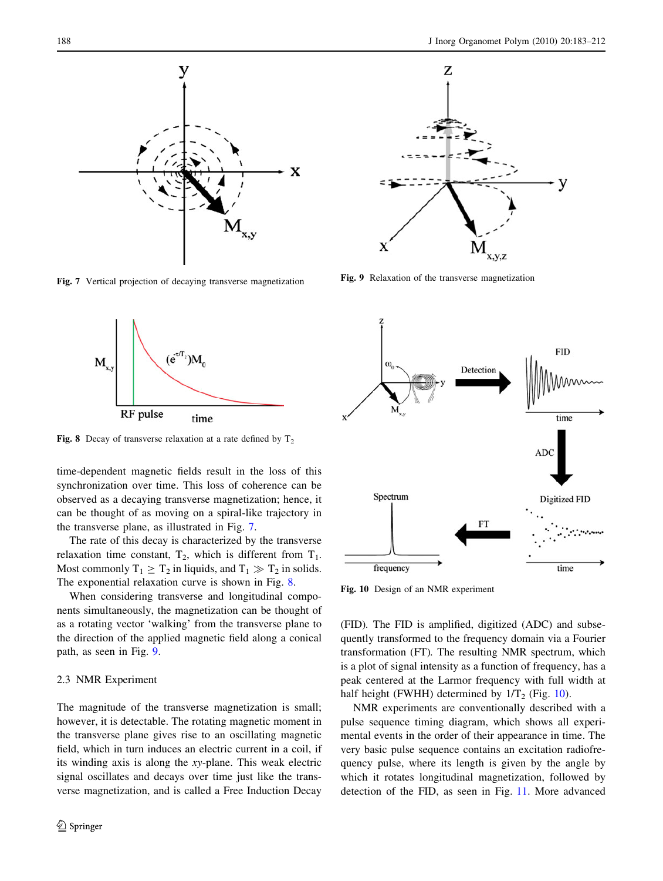Fig. 7 Vertical projection of decaying transverse magnetization

Fig. 9 Relaxation of the transverse magnetization

Fig. 8 Decay of transverse relaxation at a rate defined by $T_2$

Fig. 10 Design of an NMR experiment

time-dependent magnetic fields result in the loss of this synchronization over time. This loss of coherence can be observed as a decaying transverse magnetization; hence, it can be thought of as moving on a spiral-like trajectory in the transverse plane, as illustrated in Fig. 7.

The rate of this decay is characterized by the transverse relaxation time constant, $T_2$, which is different from $T_1$. Most commonly $T_1 \geq T_2$ in liquids, and $T_1 \gg T_2$ in solids. The exponential relaxation curve is shown in Fig. 8.

When considering transverse and longitudinal components simultaneously, the magnetization can be thought of as a rotating vector 'walking' from the transverse plane to the direction of the applied magnetic field along a conical path, as seen in Fig. 9.

### 2.3 NMR Experiment

The magnitude of the transverse magnetization is small; however, it is detectable. The rotating magnetic moment in the transverse plane gives rise to an oscillating magnetic field, which in turn induces an electric current in a coil, if its winding axis is along the *xy*-plane. This weak electric signal oscillates and decays over time just like the transverse magnetization, and is called a Free Induction Decay (FID). The FID is amplified, digitized (ADC) and subsequently transformed to the frequency domain via a Fourier transformation (FT). The resulting NMR spectrum, which is a plot of signal intensity as a function of frequency, has a peak centered at the Larmor frequency with full width at half height (FWHH) determined by $1/T_2$ (Fig. 10).

NMR experiments are conventionally described with a pulse sequence timing diagram, which shows all experimental events in the order of their appearance in time. The very basic pulse sequence contains an excitation radiofrequency pulse, where its length is given by the angle by which it rotates longitudinal magnetization, followed by detection of the FID, as seen in Fig. 11. More advanced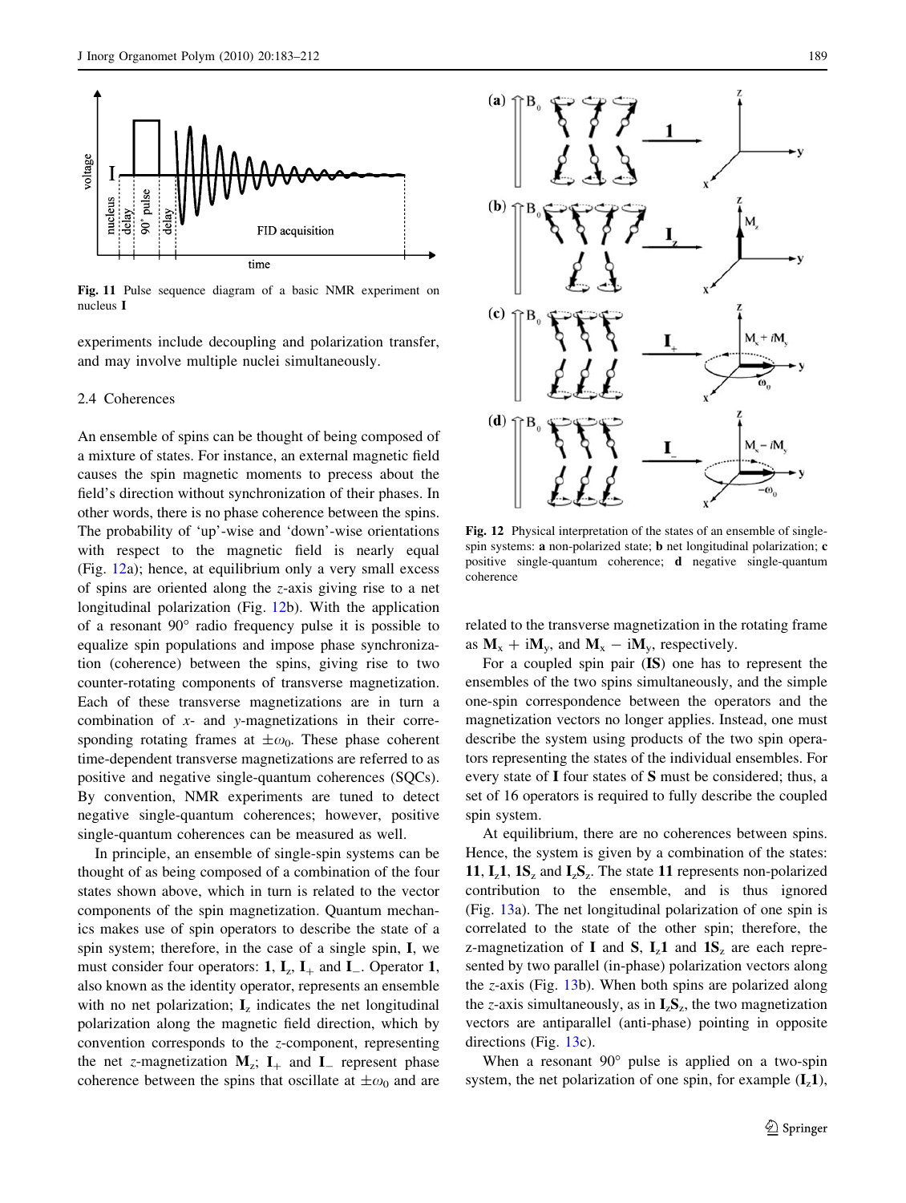Fig. 11 Pulse sequence diagram of a basic NMR experiment on nucleus **I**

experiments include decoupling and polarization transfer, and may involve multiple nuclei simultaneously.

### 2.4 Coherences

An ensemble of spins can be thought of being composed of a mixture of states. For instance, an external magnetic field causes the spin magnetic moments to precess about the field's direction without synchronization of their phases. In other words, there is no phase coherence between the spins. The probability of 'up'-wise and 'down'-wise orientations with respect to the magnetic field is nearly equal (Fig. 12a); hence, at equilibrium only a very small excess of spins are oriented along the *z*-axis giving rise to a net longitudinal polarization (Fig. 12b). With the application of a resonant 90° radio frequency pulse it is possible to equalize spin populations and impose phase synchronization (coherence) between the spins, giving rise to two counter-rotating components of transverse magnetization. Each of these transverse magnetizations are in turn a combination of *x*- and *y*-magnetizations in their corresponding rotating frames at $\pm\omega_0$. These phase coherent time-dependent transverse magnetizations are referred to as positive and negative single-quantum coherences (SQCs). By convention, NMR experiments are tuned to detect negative single-quantum coherences; however, positive single-quantum coherences can be measured as well.

In principle, an ensemble of single-spin systems can be thought of as being composed of a combination of the four states shown above, which in turn is related to the vector components of the spin magnetization. Quantum mechanics makes use of spin operators to describe the state of a spin system; therefore, in the case of a single spin, **I**, we must consider four operators: $\mathbf{1}$, $\mathbf{I}_z$, $\mathbf{I}_+$ and $\mathbf{I}_-$. Operator $\mathbf{1}$, also known as the identity operator, represents an ensemble with no net polarization; $\mathbf{I}_z$ indicates the net longitudinal polarization along the magnetic field direction, which by convention corresponds to the *z*-component, representing the net *z*-magnetization $\mathbf{M}_z$; $\mathbf{I}_+$ and $\mathbf{I}_-$ represent phase coherence between the spins that oscillate at $\pm\omega_0$ and are related to the transverse magnetization in the rotating frame as $\mathbf{M}_x + i\mathbf{M}_y$, and $\mathbf{M}_x - i\mathbf{M}_y$, respectively.

Fig. 12 Physical interpretation of the states of an ensemble of single-spin systems: **a** non-polarized state; **b** net longitudinal polarization; **c** positive single-quantum coherence; **d** negative single-quantum coherence

For a coupled spin pair (**IS**) one has to represent the ensembles of the two spins simultaneously, and the simple one-spin correspondence between the operators and the magnetization vectors no longer applies. Instead, one must describe the system using products of the two spin operators representing the states of the individual ensembles. For every state of **I** four states of **S** must be considered; thus, a set of 16 operators is required to fully describe the coupled spin system.

At equilibrium, there are no coherences between spins. Hence, the system is given by a combination of the states: $\mathbf{11}$, $\mathbf{I}_z\mathbf{1}$, $\mathbf{1S}_z$ and $\mathbf{I}_z\mathbf{S}_z$. The state $\mathbf{11}$ represents non-polarized contribution to the ensemble, and is thus ignored (Fig. 13a). The net longitudinal polarization of one spin is correlated to the state of the other spin; therefore, the z-magnetization of **I** and **S**, $\mathbf{I}_z\mathbf{1}$ and $\mathbf{1S}_z$ are each represented by two parallel (in-phase) polarization vectors along the *z*-axis (Fig. 13b). When both spins are polarized along the *z*-axis simultaneously, as in $\mathbf{I}_z\mathbf{S}_z$, the two magnetization vectors are antiparallel (anti-phase) pointing in opposite directions (Fig. 13c).

When a resonant 90° pulse is applied on a two-spin system, the net polarization of one spin, for example ($\mathbf{I}_z\mathbf{1}$),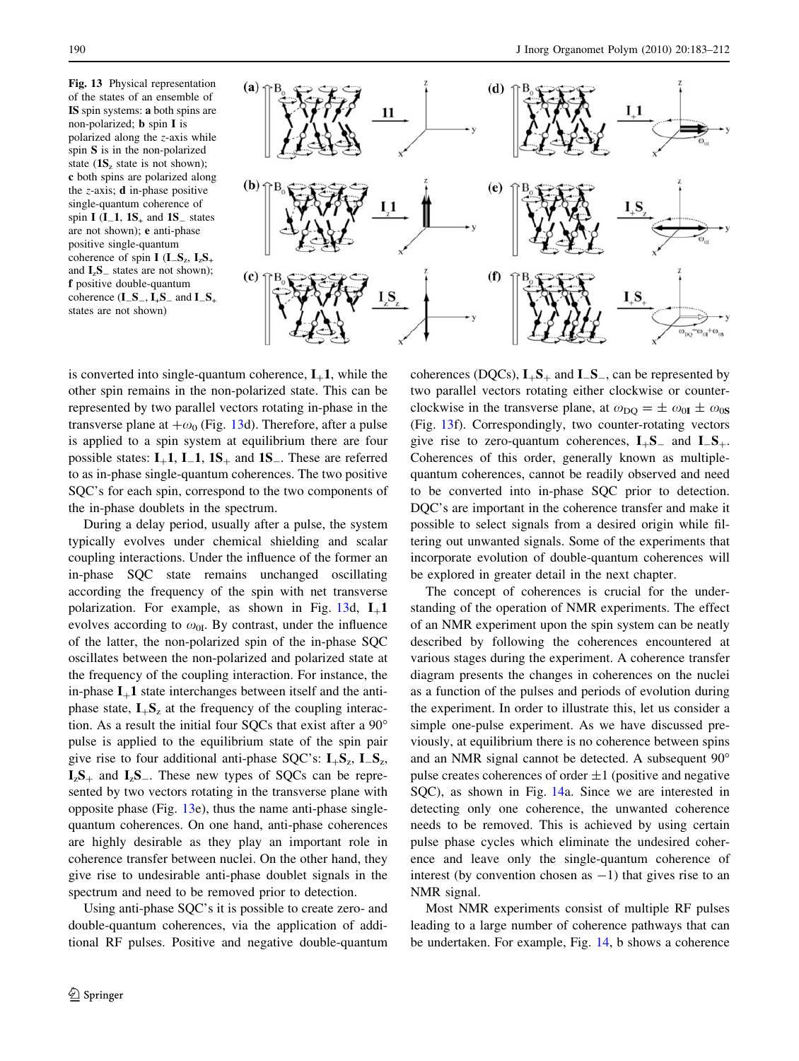**Fig. 13** Physical representation of the states of an ensemble of **IS** spin systems: **a** both spins are non-polarized; **b** spin **I** is polarized along the *z*-axis while spin **S** is in the non-polarized state ($\mathbf{IS}_z$ state is not shown); **c** both spins are polarized along the *z*-axis; **d** in-phase positive single-quantum coherence of spin **I** ($\mathbf{I}_-\mathbf{1}$, $\mathbf{1S}_+$ and $\mathbf{1S}_-$ states are not shown); **e** anti-phase positive single-quantum coherence of spin **I** ($\mathbf{I}_-\mathbf{S}_z$, $\mathbf{I}_z\mathbf{S}_+$ and $\mathbf{I}_z\mathbf{S}_-$ states are not shown); **f** positive double-quantum coherence ($\mathbf{I}_-\mathbf{S}_-$, $\mathbf{I}_+\mathbf{S}_-$ and $\mathbf{I}_-\mathbf{S}_+$ states are not shown)

is converted into single-quantum coherence, $\mathbf{I}_+\mathbf{1}$, while the other spin remains in the non-polarized state. This can be represented by two parallel vectors rotating in-phase in the transverse plane at $+\omega_0$ (Fig. 13d). Therefore, after a pulse is applied to a spin system at equilibrium there are four possible states: $\mathbf{I}_+\mathbf{1}$, $\mathbf{I}_-\mathbf{1}$, $\mathbf{1S}_+$ and $\mathbf{1S}_-$. These are referred to as in-phase single-quantum coherences. The two positive SQC's for each spin, correspond to the two components of the in-phase doublets in the spectrum.

During a delay period, usually after a pulse, the system typically evolves under chemical shielding and scalar coupling interactions. Under the influence of the former an in-phase SQC state remains unchanged oscillating according the frequency of the spin with net transverse polarization. For example, as shown in Fig. 13d, $\mathbf{I}_+\mathbf{1}$ evolves according to $\omega_{0\mathrm{I}}$. By contrast, under the influence of the latter, the non-polarized spin of the in-phase SQC oscillates between the non-polarized and polarized state at the frequency of the coupling interaction. For instance, the in-phase $\mathbf{I}_+\mathbf{1}$ state interchanges between itself and the anti-phase state, $\mathbf{I}_+\mathbf{S}_z$ at the frequency of the coupling interaction. As a result the initial four SQCs that exist after a 90° pulse is applied to the equilibrium state of the spin pair give rise to four additional anti-phase SQC's: $\mathbf{I}_+\mathbf{S}_z$, $\mathbf{I}_-\mathbf{S}_z$, $\mathbf{I}_z\mathbf{S}_+$ and $\mathbf{I}_z\mathbf{S}_-$. These new types of SQCs can be represented by two vectors rotating in the transverse plane with opposite phase (Fig. 13e), thus the name anti-phase single-quantum coherences. On one hand, anti-phase coherences are highly desirable as they play an important role in coherence transfer between nuclei. On the other hand, they give rise to undesirable anti-phase doublet signals in the spectrum and need to be removed prior to detection.

Using anti-phase SQC's it is possible to create zero- and double-quantum coherences, via the application of additional RF pulses. Positive and negative double-quantum coherences (DQCs), $\mathbf{I}_+\mathbf{S}_+$ and $\mathbf{I}_-\mathbf{S}_-$, can be represented by two parallel vectors rotating either clockwise or counter-clockwise in the transverse plane, at $\omega_{\mathrm{DQ}} = \pm\,\omega_{0\mathrm{I}} \pm \omega_{0\mathrm{S}}$ (Fig. 13f). Correspondingly, two counter-rotating vectors give rise to zero-quantum coherences, $\mathbf{I}_+\mathbf{S}_-$ and $\mathbf{I}_-\mathbf{S}_+$. Coherences of this order, generally known as multiple-quantum coherences, cannot be readily observed and need to be converted into in-phase SQC prior to detection. DQC's are important in the coherence transfer and make it possible to select signals from a desired origin while filtering out unwanted signals. Some of the experiments that incorporate evolution of double-quantum coherences will be explored in greater detail in the next chapter.

The concept of coherences is crucial for the understanding of the operation of NMR experiments. The effect of an NMR experiment upon the spin system can be neatly described by following the coherences encountered at various stages during the experiment. A coherence transfer diagram presents the changes in coherences on the nuclei as a function of the pulses and periods of evolution during the experiment. In order to illustrate this, let us consider a simple one-pulse experiment. As we have discussed previously, at equilibrium there is no coherence between spins and an NMR signal cannot be detected. A subsequent 90° pulse creates coherences of order $\pm 1$ (positive and negative SQC), as shown in Fig. 14a. Since we are interested in detecting only one coherence, the unwanted coherence needs to be removed. This is achieved by using certain pulse phase cycles which eliminate the undesired coherence and leave only the single-quantum coherence of interest (by convention chosen as $-1$) that gives rise to an NMR signal.

Most NMR experiments consist of multiple RF pulses leading to a large number of coherence pathways that can be undertaken. For example, Fig. 14, b shows a coherence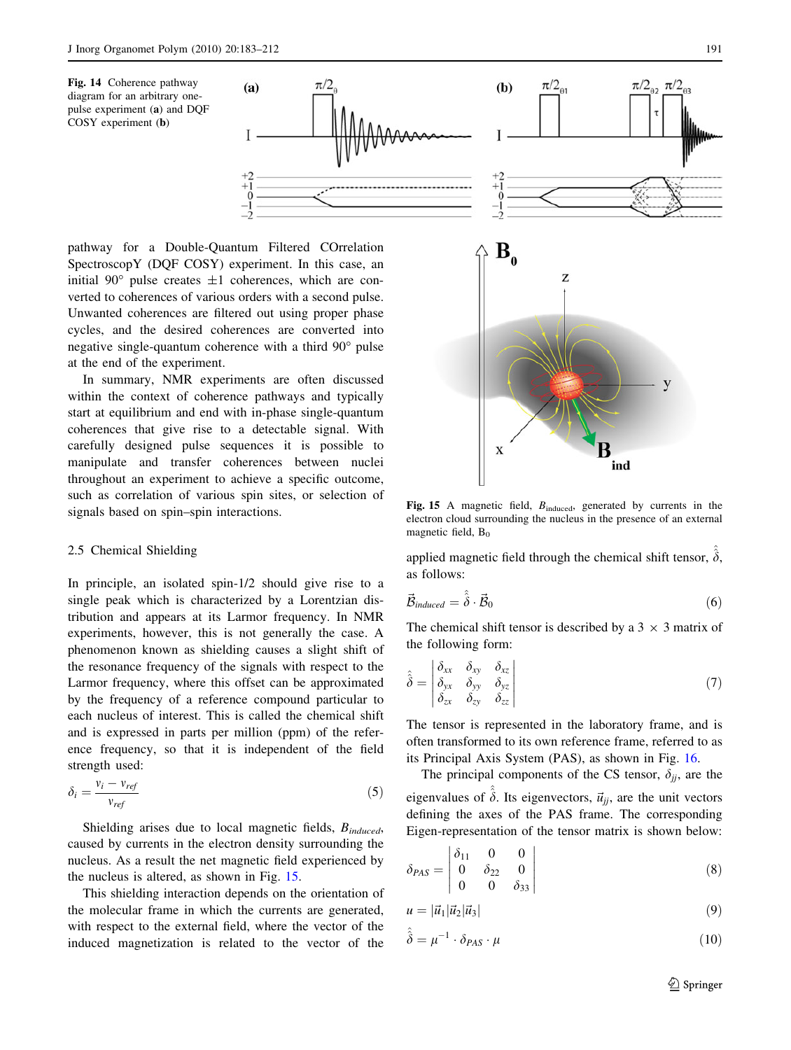Fig. 14 Coherence pathway diagram for an arbitrary one-pulse experiment (a) and DQF COSY experiment (b)

pathway for a Double-Quantum Filtered COrrelation SpectroscopY (DQF COSY) experiment. In this case, an initial 90° pulse creates ±1 coherences, which are converted to coherences of various orders with a second pulse. Unwanted coherences are filtered out using proper phase cycles, and the desired coherences are converted into negative single-quantum coherence with a third 90° pulse at the end of the experiment.

In summary, NMR experiments are often discussed within the context of coherence pathways and typically start at equilibrium and end with in-phase single-quantum coherences that give rise to a detectable signal. With carefully designed pulse sequences it is possible to manipulate and transfer coherences between nuclei throughout an experiment to achieve a specific outcome, such as correlation of various spin sites, or selection of signals based on spin–spin interactions.

### 2.5 Chemical Shielding

In principle, an isolated spin-1/2 should give rise to a single peak which is characterized by a Lorentzian distribution and appears at its Larmor frequency. In NMR experiments, however, this is not generally the case. A phenomenon known as shielding causes a slight shift of the resonance frequency of the signals with respect to the Larmor frequency, where this offset can be approximated by the frequency of a reference compound particular to each nucleus of interest. This is called the chemical shift and is expressed in parts per million (ppm) of the reference frequency, so that it is independent of the field strength used:

$$\delta_i = \frac{\nu_i - \nu_{ref}}{\nu_{ref}} \tag{5}$$

Shielding arises due to local magnetic fields, $B_{induced}$, caused by currents in the electron density surrounding the nucleus. As a result the net magnetic field experienced by the nucleus is altered, as shown in Fig. 15.

This shielding interaction depends on the orientation of the molecular frame in which the currents are generated, with respect to the external field, where the vector of the induced magnetization is related to the vector of the applied magnetic field through the chemical shift tensor, $\hat{\hat{\delta}}$, as follows:

Fig. 15 A magnetic field, $B_{\text{induced}}$, generated by currents in the electron cloud surrounding the nucleus in the presence of an external magnetic field, $B_0$

$$\vec{B}_{induced} = \hat{\hat{\delta}} \cdot \vec{B}_0 \tag{6}$$

The chemical shift tensor is described by a 3 × 3 matrix of the following form:

$$\hat{\hat{\delta}} = \begin{vmatrix} \delta_{xx} & \delta_{xy} & \delta_{xz} \\ \delta_{yx} & \delta_{yy} & \delta_{yz} \\ \delta_{zx} & \delta_{zy} & \delta_{zz} \end{vmatrix} \tag{7}$$

The tensor is represented in the laboratory frame, and is often transformed to its own reference frame, referred to as its Principal Axis System (PAS), as shown in Fig. 16.

The principal components of the CS tensor, $\delta_{jj}$, are the eigenvalues of $\hat{\hat{\delta}}$. Its eigenvectors, $\vec{u}_{jj}$, are the unit vectors defining the axes of the PAS frame. The corresponding Eigen-representation of the tensor matrix is shown below:

$$\delta_{PAS} = \begin{vmatrix} \delta_{11} & 0 & 0 \\ 0 & \delta_{22} & 0 \\ 0 & 0 & \delta_{33} \end{vmatrix} \tag{8}$$

$$u = |\vec{u}_1|\vec{u}_2|\vec{u}_3| \tag{9}$$

$$\hat{\hat{\delta}} = \mu^{-1} \cdot \delta_{PAS} \cdot \mu \tag{10}$$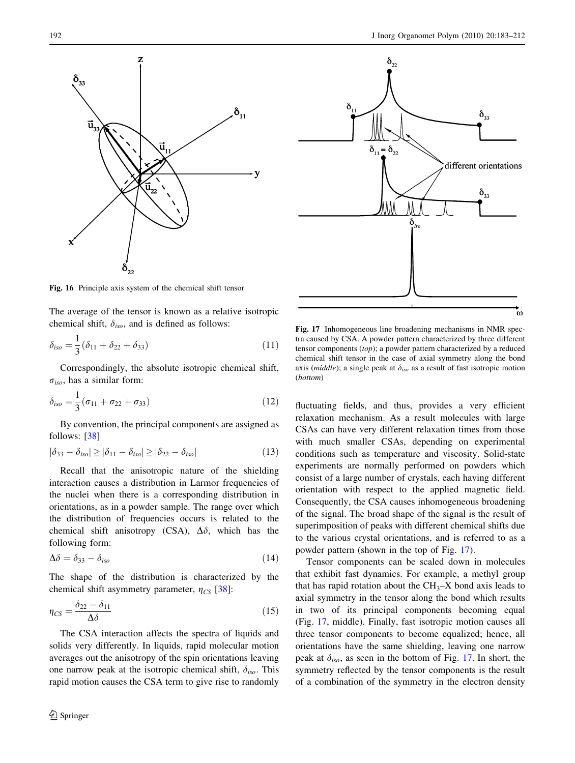Fig. 16 Principle axis system of the chemical shift tensor

The average of the tensor is known as a relative isotropic chemical shift, $\delta_{iso}$, and is defined as follows:

$$\delta_{iso} = \frac{1}{3}(\delta_{11} + \delta_{22} + \delta_{33}) \quad (11)$$

Correspondingly, the absolute isotropic chemical shift, $\sigma_{iso}$, has a similar form:

$$\delta_{iso} = \frac{1}{3}(\sigma_{11} + \sigma_{22} + \sigma_{33}) \quad (12)$$

By convention, the principal components are assigned as follows: [38]

$$|\delta_{33} - \delta_{iso}| \geq |\delta_{11} - \delta_{iso}| \geq |\delta_{22} - \delta_{iso}| \quad (13)$$

Recall that the anisotropic nature of the shielding interaction causes a distribution in Larmor frequencies of the nuclei when there is a corresponding distribution in orientations, as in a powder sample. The range over which the distribution of frequencies occurs is related to the chemical shift anisotropy (CSA), $\Delta\delta$, which has the following form:

$$\Delta\delta = \delta_{33} - \delta_{iso} \quad (14)$$

The shape of the distribution is characterized by the chemical shift asymmetry parameter, $\eta_{CS}$ [38]:

$$\eta_{CS} = \frac{\delta_{22} - \delta_{11}}{\Delta\delta} \quad (15)$$

The CSA interaction affects the spectra of liquids and solids very differently. In liquids, rapid molecular motion averages out the anisotropy of the spin orientations leaving one narrow peak at the isotropic chemical shift, $\delta_{iso}$. This rapid motion causes the CSA term to give rise to randomly fluctuating fields, and thus, provides a very efficient relaxation mechanism. As a result molecules with large CSAs can have very different relaxation times from those with much smaller CSAs, depending on experimental conditions such as temperature and viscosity. Solid-state experiments are normally performed on powders which consist of a large number of crystals, each having different orientation with respect to the applied magnetic field. Consequently, the CSA causes inhomogeneous broadening of the signal. The broad shape of the signal is the result of superimposition of peaks with different chemical shifts due to the various crystal orientations, and is referred to as a powder pattern (shown in the top of Fig. 17).

Fig. 17 Inhomogeneous line broadening mechanisms in NMR spectra caused by CSA. A powder pattern characterized by three different tensor components (*top*); a powder pattern characterized by a reduced chemical shift tensor in the case of axial symmetry along the bond axis (*middle*); a single peak at $\delta_{iso}$ as a result of fast isotropic motion (*bottom*)

Tensor components can be scaled down in molecules that exhibit fast dynamics. For example, a methyl group that has rapid rotation about the $CH_3$–X bond axis leads to axial symmetry in the tensor along the bond which results in two of its principal components becoming equal (Fig. 17, middle). Finally, fast isotropic motion causes all three tensor components to become equalized; hence, all orientations have the same shielding, leaving one narrow peak at $\delta_{iso}$, as seen in the bottom of Fig. 17. In short, the symmetry reflected by the tensor components is the result of a combination of the symmetry in the electron density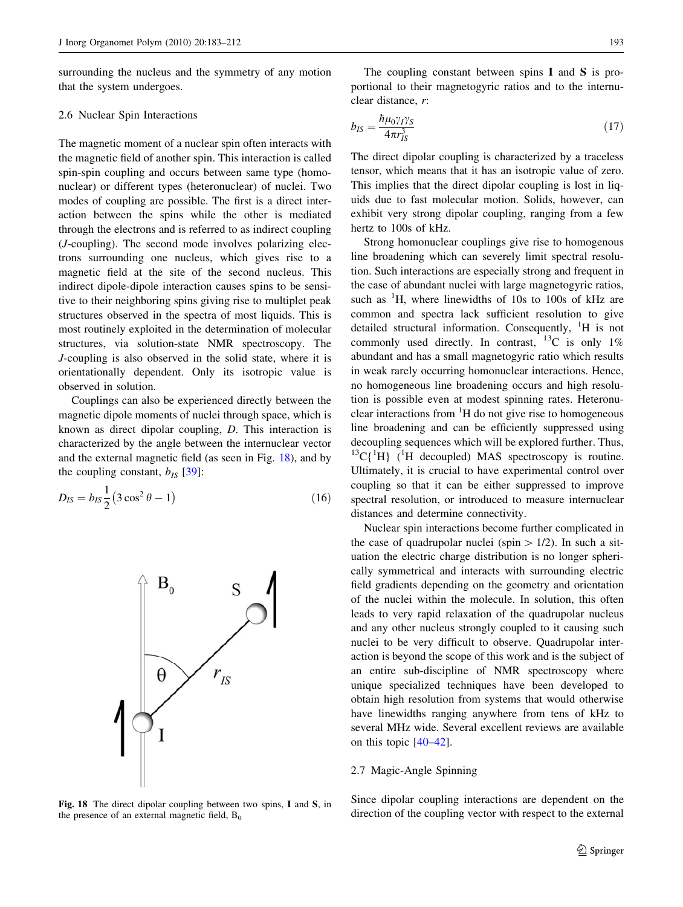surrounding the nucleus and the symmetry of any motion that the system undergoes.

### 2.6 Nuclear Spin Interactions

The magnetic moment of a nuclear spin often interacts with the magnetic field of another spin. This interaction is called spin-spin coupling and occurs between same type (homonuclear) or different types (heteronuclear) of nuclei. Two modes of coupling are possible. The first is a direct interaction between the spins while the other is mediated through the electrons and is referred to as indirect coupling (*J*-coupling). The second mode involves polarizing electrons surrounding one nucleus, which gives rise to a magnetic field at the site of the second nucleus. This indirect dipole-dipole interaction causes spins to be sensitive to their neighboring spins giving rise to multiplet peak structures observed in the spectra of most liquids. This is most routinely exploited in the determination of molecular structures, via solution-state NMR spectroscopy. The *J*-coupling is also observed in the solid state, where it is orientationally dependent. Only its isotropic value is observed in solution.

Couplings can also be experienced directly between the magnetic dipole moments of nuclei through space, which is known as direct dipolar coupling, *D*. This interaction is characterized by the angle between the internuclear vector and the external magnetic field (as seen in Fig. 18), and by the coupling constant, $b_{IS}$ [39]:

$$D_{IS} = b_{IS}\frac{1}{2}\left(3\cos^2\theta - 1\right) \tag{16}$$

**Fig. 18** The direct dipolar coupling between two spins, **I** and **S**, in the presence of an external magnetic field, $B_0$

The coupling constant between spins **I** and **S** is proportional to their magnetogyric ratios and to the internuclear distance, *r*:

$$b_{IS} = \frac{\hbar\mu_0\gamma_I\gamma_S}{4\pi r_{IS}^3} \tag{17}$$

The direct dipolar coupling is characterized by a traceless tensor, which means that it has an isotropic value of zero. This implies that the direct dipolar coupling is lost in liquids due to fast molecular motion. Solids, however, can exhibit very strong dipolar coupling, ranging from a few hertz to 100s of kHz.

Strong homonuclear couplings give rise to homogenous line broadening which can severely limit spectral resolution. Such interactions are especially strong and frequent in the case of abundant nuclei with large magnetogyric ratios, such as $^{1}H$, where linewidths of 10s to 100s of kHz are common and spectra lack sufficient resolution to give detailed structural information. Consequently, $^{1}H$ is not commonly used directly. In contrast, $^{13}C$ is only 1% abundant and has a small magnetogyric ratio which results in weak rarely occurring homonuclear interactions. Hence, no homogeneous line broadening occurs and high resolution is possible even at modest spinning rates. Heteronuclear interactions from $^{1}H$ do not give rise to homogeneous line broadening and can be efficiently suppressed using decoupling sequences which will be explored further. Thus, $^{13}C\{^{1}H\}$ ($^{1}H$ decoupled) MAS spectroscopy is routine. Ultimately, it is crucial to have experimental control over coupling so that it can be either suppressed to improve spectral resolution, or introduced to measure internuclear distances and determine connectivity.

Nuclear spin interactions become further complicated in the case of quadrupolar nuclei (spin > 1/2). In such a situation the electric charge distribution is no longer spherically symmetrical and interacts with surrounding electric field gradients depending on the geometry and orientation of the nuclei within the molecule. In solution, this often leads to very rapid relaxation of the quadrupolar nucleus and any other nucleus strongly coupled to it causing such nuclei to be very difficult to observe. Quadrupolar interaction is beyond the scope of this work and is the subject of an entire sub-discipline of NMR spectroscopy where unique specialized techniques have been developed to obtain high resolution from systems that would otherwise have linewidths ranging anywhere from tens of kHz to several MHz wide. Several excellent reviews are available on this topic [40–42].

### 2.7 Magic-Angle Spinning

Since dipolar coupling interactions are dependent on the direction of the coupling vector with respect to the external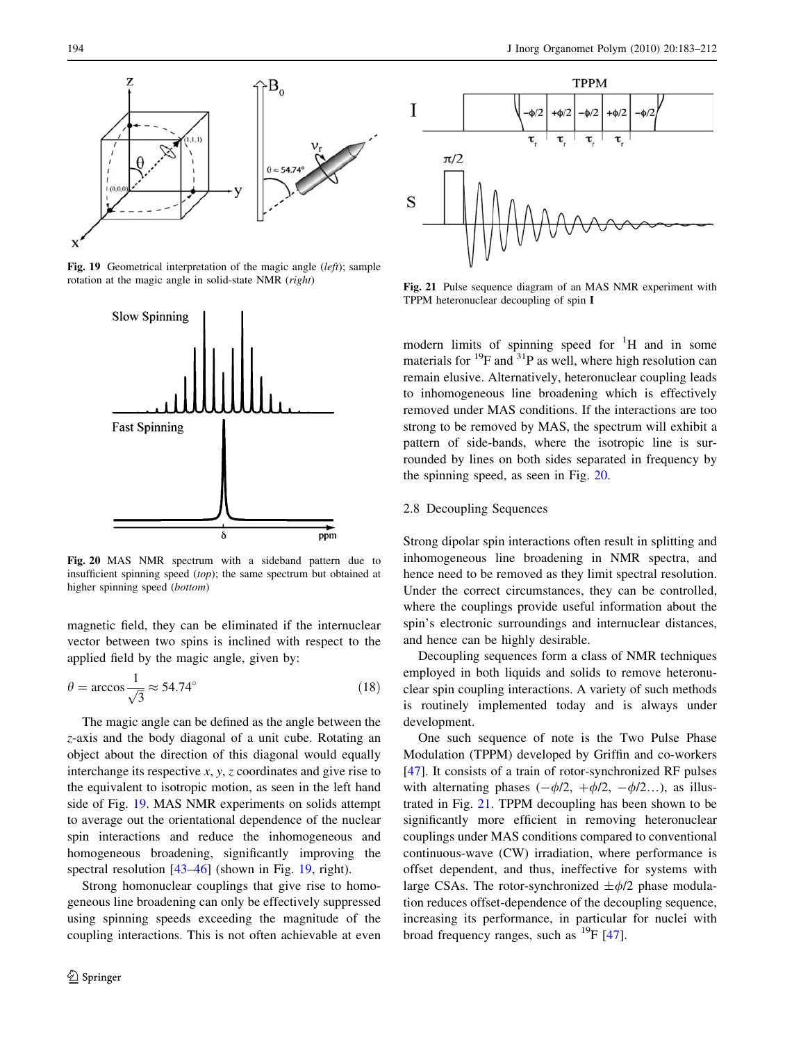Fig. 19 Geometrical interpretation of the magic angle (*left*); sample rotation at the magic angle in solid-state NMR (*right*)

Fig. 20 MAS NMR spectrum with a sideband pattern due to insufficient spinning speed (*top*); the same spectrum but obtained at higher spinning speed (*bottom*)

magnetic field, they can be eliminated if the internuclear vector between two spins is inclined with respect to the applied field by the magic angle, given by:

$$\theta = \arccos\frac{1}{\sqrt{3}} \approx 54.74^{\circ} \tag{18}$$

The magic angle can be defined as the angle between the *z*-axis and the body diagonal of a unit cube. Rotating an object about the direction of this diagonal would equally interchange its respective *x*, *y*, *z* coordinates and give rise to the equivalent to isotropic motion, as seen in the left hand side of Fig. 19. MAS NMR experiments on solids attempt to average out the orientational dependence of the nuclear spin interactions and reduce the inhomogeneous and homogeneous broadening, significantly improving the spectral resolution [43–46] (shown in Fig. 19, right).

Strong homonuclear couplings that give rise to homogeneous line broadening can only be effectively suppressed using spinning speeds exceeding the magnitude of the coupling interactions. This is not often achievable at even modern limits of spinning speed for $^{1}H$ and in some materials for $^{19}F$ and $^{31}P$ as well, where high resolution can remain elusive. Alternatively, heteronuclear coupling leads to inhomogeneous line broadening which is effectively removed under MAS conditions. If the interactions are too strong to be removed by MAS, the spectrum will exhibit a pattern of side-bands, where the isotropic line is surrounded by lines on both sides separated in frequency by the spinning speed, as seen in Fig. 20.

Fig. 21 Pulse sequence diagram of an MAS NMR experiment with TPPM heteronuclear decoupling of spin **I**

## 2.8 Decoupling Sequences

Strong dipolar spin interactions often result in splitting and inhomogeneous line broadening in NMR spectra, and hence need to be removed as they limit spectral resolution. Under the correct circumstances, they can be controlled, where the couplings provide useful information about the spin's electronic surroundings and internuclear distances, and hence can be highly desirable.

Decoupling sequences form a class of NMR techniques employed in both liquids and solids to remove heteronuclear spin coupling interactions. A variety of such methods is routinely implemented today and is always under development.

One such sequence of note is the Two Pulse Phase Modulation (TPPM) developed by Griffin and co-workers [47]. It consists of a train of rotor-synchronized RF pulses with alternating phases ($-\phi/2$, $+\phi/2$, $-\phi/2\ldots$), as illustrated in Fig. 21. TPPM decoupling has been shown to be significantly more efficient in removing heteronuclear couplings under MAS conditions compared to conventional continuous-wave (CW) irradiation, where performance is offset dependent, and thus, ineffective for systems with large CSAs. The rotor-synchronized $\pm\phi/2$ phase modulation reduces offset-dependence of the decoupling sequence, increasing its performance, in particular for nuclei with broad frequency ranges, such as $^{19}F$ [47].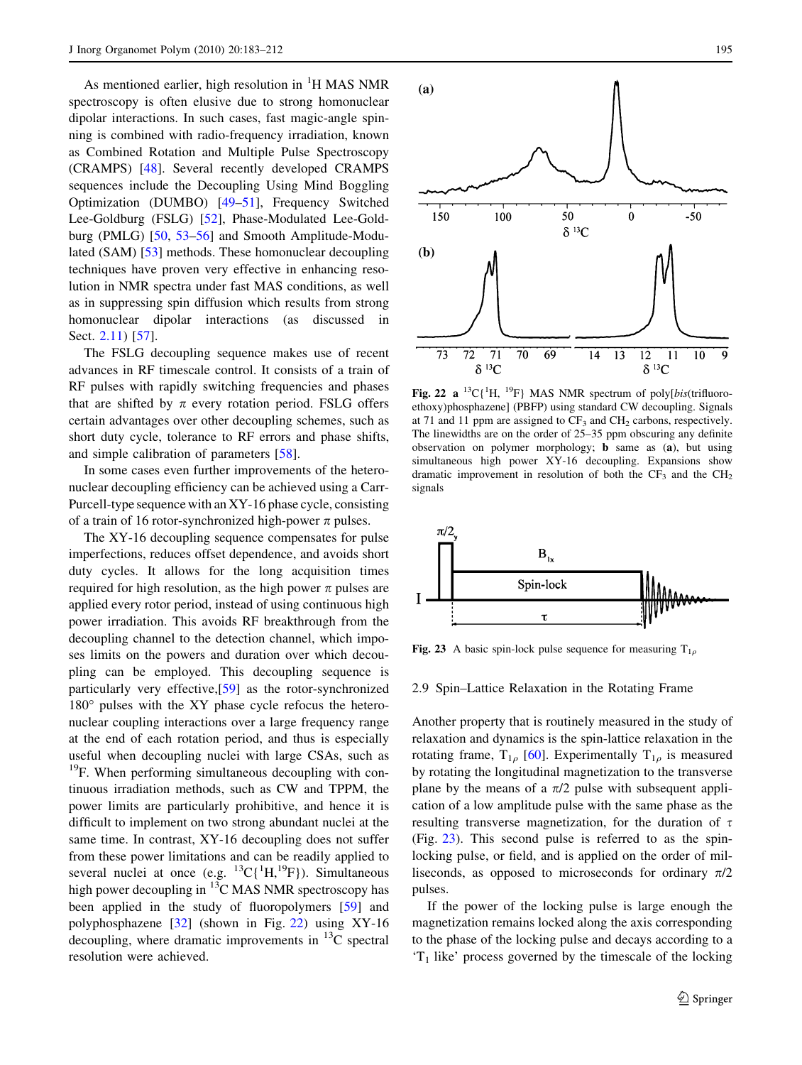As mentioned earlier, high resolution in $^{1}$H MAS NMR spectroscopy is often elusive due to strong homonuclear dipolar interactions. In such cases, fast magic-angle spinning is combined with radio-frequency irradiation, known as Combined Rotation and Multiple Pulse Spectroscopy (CRAMPS) [48]. Several recently developed CRAMPS sequences include the Decoupling Using Mind Boggling Optimization (DUMBO) [49–51], Frequency Switched Lee-Goldburg (FSLG) [52], Phase-Modulated Lee-Goldburg (PMLG) [50, 53–56] and Smooth Amplitude-Modulated (SAM) [53] methods. These homonuclear decoupling techniques have proven very effective in enhancing resolution in NMR spectra under fast MAS conditions, as well as in suppressing spin diffusion which results from strong homonuclear dipolar interactions (as discussed in Sect. 2.11) [57].

The FSLG decoupling sequence makes use of recent advances in RF timescale control. It consists of a train of RF pulses with rapidly switching frequencies and phases that are shifted by $\pi$ every rotation period. FSLG offers certain advantages over other decoupling schemes, such as short duty cycle, tolerance to RF errors and phase shifts, and simple calibration of parameters [58].

In some cases even further improvements of the heteronuclear decoupling efficiency can be achieved using a Carr-Purcell-type sequence with an XY-16 phase cycle, consisting of a train of 16 rotor-synchronized high-power $\pi$ pulses.

The XY-16 decoupling sequence compensates for pulse imperfections, reduces offset dependence, and avoids short duty cycles. It allows for the long acquisition times required for high resolution, as the high power $\pi$ pulses are applied every rotor period, instead of using continuous high power irradiation. This avoids RF breakthrough from the decoupling channel to the detection channel, which imposes limits on the powers and duration over which decoupling can be employed. This decoupling sequence is particularly very effective,[59] as the rotor-synchronized 180° pulses with the XY phase cycle refocus the heteronuclear coupling interactions over a large frequency range at the end of each rotation period, and thus is especially useful when decoupling nuclei with large CSAs, such as $^{19}$F. When performing simultaneous decoupling with continuous irradiation methods, such as CW and TPPM, the power limits are particularly prohibitive, and hence it is difficult to implement on two strong abundant nuclei at the same time. In contrast, XY-16 decoupling does not suffer from these power limitations and can be readily applied to several nuclei at once (e.g. $^{13}$C{$^{1}$H,$^{19}$F}). Simultaneous high power decoupling in $^{13}$C MAS NMR spectroscopy has been applied in the study of fluoropolymers [59] and polyphosphazene [32] (shown in Fig. 22) using XY-16 decoupling, where dramatic improvements in $^{13}$C spectral resolution were achieved.

**Fig. 22** **a** $^{13}$C{$^{1}$H, $^{19}$F} MAS NMR spectrum of poly[*bis*(trifluoroethoxy)phosphazene] (PBFP) using standard CW decoupling. Signals at 71 and 11 ppm are assigned to $CF_3$ and $CH_2$ carbons, respectively. The linewidths are on the order of 25–35 ppm obscuring any definite observation on polymer morphology; **b** same as (**a**), but using simultaneous high power XY-16 decoupling. Expansions show dramatic improvement in resolution of both the $CF_3$ and the $CH_2$ signals

**Fig. 23** A basic spin-lock pulse sequence for measuring $T_{1\rho}$

## 2.9 Spin–Lattice Relaxation in the Rotating Frame

Another property that is routinely measured in the study of relaxation and dynamics is the spin-lattice relaxation in the rotating frame, $T_{1\rho}$ [60]. Experimentally $T_{1\rho}$ is measured by rotating the longitudinal magnetization to the transverse plane by the means of a $\pi/2$ pulse with subsequent application of a low amplitude pulse with the same phase as the resulting transverse magnetization, for the duration of $\tau$ (Fig. 23). This second pulse is referred to as the spin-locking pulse, or field, and is applied on the order of milliseconds, as opposed to microseconds for ordinary $\pi/2$ pulses.

If the power of the locking pulse is large enough the magnetization remains locked along the axis corresponding to the phase of the locking pulse and decays according to a '$T_1$ like' process governed by the timescale of the locking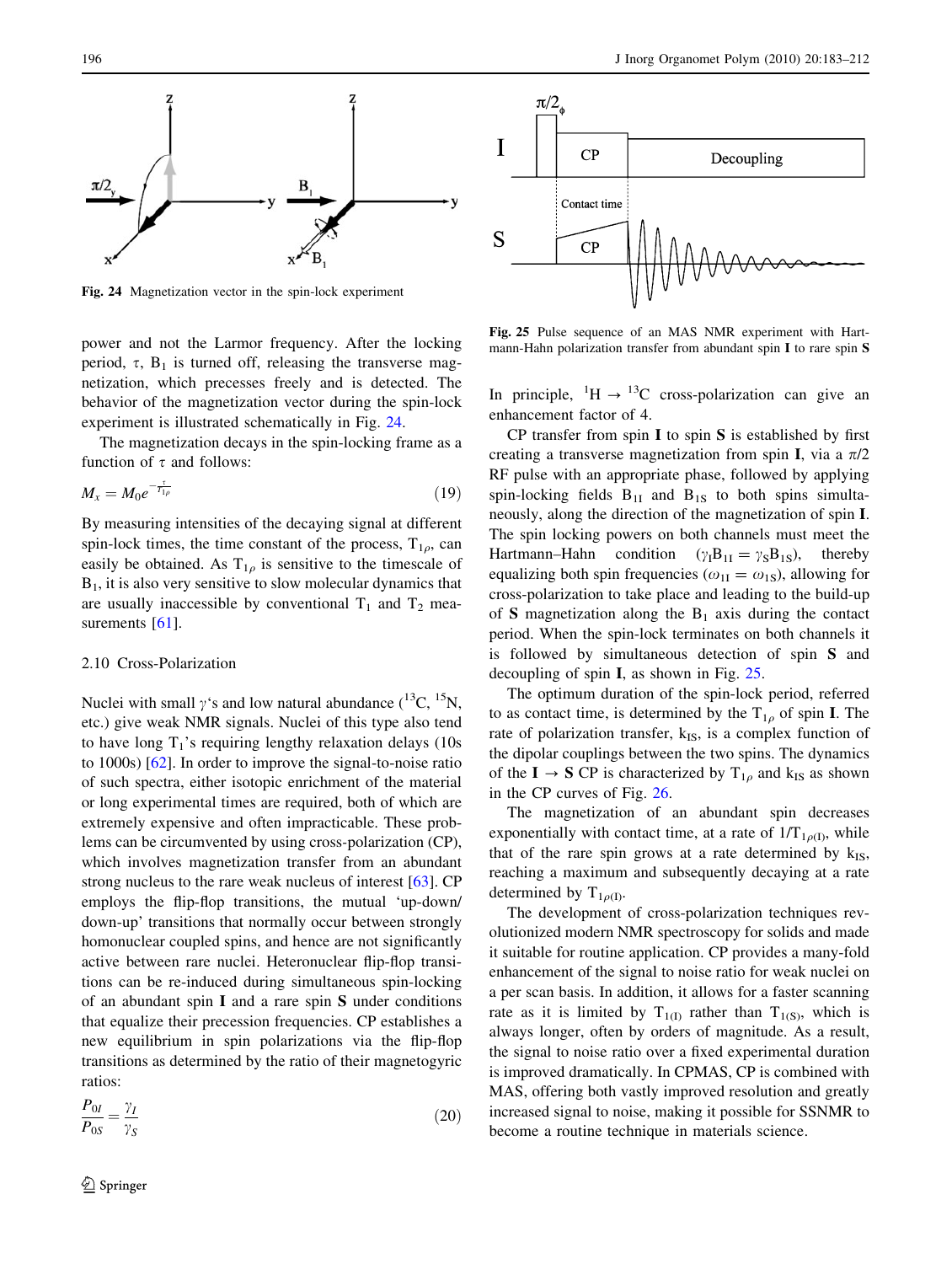Fig. 24 Magnetization vector in the spin-lock experiment

power and not the Larmor frequency. After the locking period, $\tau$, $B_1$ is turned off, releasing the transverse magnetization, which precesses freely and is detected. The behavior of the magnetization vector during the spin-lock experiment is illustrated schematically in Fig. 24.

The magnetization decays in the spin-locking frame as a function of $\tau$ and follows:

$$M_x = M_0 e^{-\frac{\tau}{T_{1\rho}}} \tag{19}$$

By measuring intensities of the decaying signal at different spin-lock times, the time constant of the process, $T_{1\rho}$, can easily be obtained. As $T_{1\rho}$ is sensitive to the timescale of $B_1$, it is also very sensitive to slow molecular dynamics that are usually inaccessible by conventional $T_1$ and $T_2$ measurements [61].

### 2.10 Cross-Polarization

Nuclei with small $\gamma$'s and low natural abundance ($^{13}C$, $^{15}N$, etc.) give weak NMR signals. Nuclei of this type also tend to have long $T_1$'s requiring lengthy relaxation delays (10s to 1000s) [62]. In order to improve the signal-to-noise ratio of such spectra, either isotopic enrichment of the material or long experimental times are required, both of which are extremely expensive and often impracticable. These problems can be circumvented by using cross-polarization (CP), which involves magnetization transfer from an abundant strong nucleus to the rare weak nucleus of interest [63]. CP employs the flip-flop transitions, the mutual 'up-down/down-up' transitions that normally occur between strongly homonuclear coupled spins, and hence are not significantly active between rare nuclei. Heteronuclear flip-flop transitions can be re-induced during simultaneous spin-locking of an abundant spin **I** and a rare spin **S** under conditions that equalize their precession frequencies. CP establishes a new equilibrium in spin polarizations via the flip-flop transitions as determined by the ratio of their magnetogyric ratios:

$$\frac{P_{0I}}{P_{0S}} = \frac{\gamma_I}{\gamma_S} \tag{20}$$

Fig. 25 Pulse sequence of an MAS NMR experiment with Hartmann-Hahn polarization transfer from abundant spin **I** to rare spin **S**

In principle, $^1H \rightarrow {}^{13}C$ cross-polarization can give an enhancement factor of 4.

CP transfer from spin **I** to spin **S** is established by first creating a transverse magnetization from spin **I**, via a $\pi/2$ RF pulse with an appropriate phase, followed by applying spin-locking fields $B_{1I}$ and $B_{1S}$ to both spins simultaneously, along the direction of the magnetization of spin **I**. The spin locking powers on both channels must meet the Hartmann–Hahn condition ($\gamma_I B_{1I} = \gamma_S B_{1S}$), thereby equalizing both spin frequencies ($\omega_{1I} = \omega_{1S}$), allowing for cross-polarization to take place and leading to the build-up of **S** magnetization along the $B_1$ axis during the contact period. When the spin-lock terminates on both channels it is followed by simultaneous detection of spin **S** and decoupling of spin **I**, as shown in Fig. 25.

The optimum duration of the spin-lock period, referred to as contact time, is determined by the $T_{1\rho}$ of spin **I**. The rate of polarization transfer, $k_{IS}$, is a complex function of the dipolar couplings between the two spins. The dynamics of the **I** → **S** CP is characterized by $T_{1\rho}$ and $k_{IS}$ as shown in the CP curves of Fig. 26.

The magnetization of an abundant spin decreases exponentially with contact time, at a rate of $1/T_{1\rho(I)}$, while that of the rare spin grows at a rate determined by $k_{IS}$, reaching a maximum and subsequently decaying at a rate determined by $T_{1\rho(I)}$.

The development of cross-polarization techniques revolutionized modern NMR spectroscopy for solids and made it suitable for routine application. CP provides a many-fold enhancement of the signal to noise ratio for weak nuclei on a per scan basis. In addition, it allows for a faster scanning rate as it is limited by $T_{1(I)}$ rather than $T_{1(S)}$, which is always longer, often by orders of magnitude. As a result, the signal to noise ratio over a fixed experimental duration is improved dramatically. In CPMAS, CP is combined with MAS, offering both vastly improved resolution and greatly increased signal to noise, making it possible for SSNMR to become a routine technique in materials science.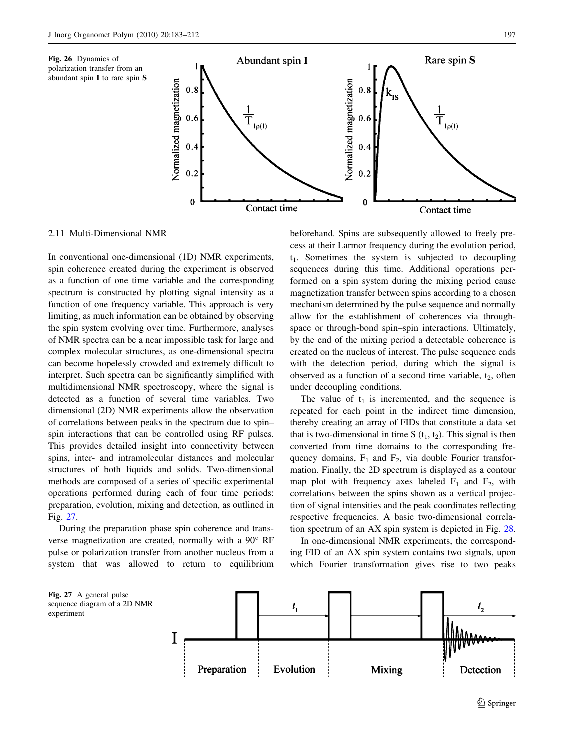Fig. 26 Dynamics of polarization transfer from an abundant spin **I** to rare spin **S**

## 2.11 Multi-Dimensional NMR

In conventional one-dimensional (1D) NMR experiments, spin coherence created during the experiment is observed as a function of one time variable and the corresponding spectrum is constructed by plotting signal intensity as a function of one frequency variable. This approach is very limiting, as much information can be obtained by observing the spin system evolving over time. Furthermore, analyses of NMR spectra can be a near impossible task for large and complex molecular structures, as one-dimensional spectra can become hopelessly crowded and extremely difficult to interpret. Such spectra can be significantly simplified with multidimensional NMR spectroscopy, where the signal is detected as a function of several time variables. Two dimensional (2D) NMR experiments allow the observation of correlations between peaks in the spectrum due to spin–spin interactions that can be controlled using RF pulses. This provides detailed insight into connectivity between spins, inter- and intramolecular distances and molecular structures of both liquids and solids. Two-dimensional methods are composed of a series of specific experimental operations performed during each of four time periods: preparation, evolution, mixing and detection, as outlined in Fig. 27.

During the preparation phase spin coherence and transverse magnetization are created, normally with a 90° RF pulse or polarization transfer from another nucleus from a system that was allowed to return to equilibrium beforehand. Spins are subsequently allowed to freely precess at their Larmor frequency during the evolution period, $t_1$. Sometimes the system is subjected to decoupling sequences during this time. Additional operations performed on a spin system during the mixing period cause magnetization transfer between spins according to a chosen mechanism determined by the pulse sequence and normally allow for the establishment of coherences via through-space or through-bond spin–spin interactions. Ultimately, by the end of the mixing period a detectable coherence is created on the nucleus of interest. The pulse sequence ends with the detection period, during which the signal is observed as a function of a second time variable, $t_2$, often under decoupling conditions.

The value of $t_1$ is incremented, and the sequence is repeated for each point in the indirect time dimension, thereby creating an array of FIDs that constitute a data set that is two-dimensional in time S ($t_1$, $t_2$). This signal is then converted from time domains to the corresponding frequency domains, $F_1$ and $F_2$, via double Fourier transformation. Finally, the 2D spectrum is displayed as a contour map plot with frequency axes labeled $F_1$ and $F_2$, with correlations between the spins shown as a vertical projection of signal intensities and the peak coordinates reflecting respective frequencies. A basic two-dimensional correlation spectrum of an AX spin system is depicted in Fig. 28.

In one-dimensional NMR experiments, the corresponding FID of an AX spin system contains two signals, upon which Fourier transformation gives rise to two peaks

Fig. 27 A general pulse sequence diagram of a 2D NMR experiment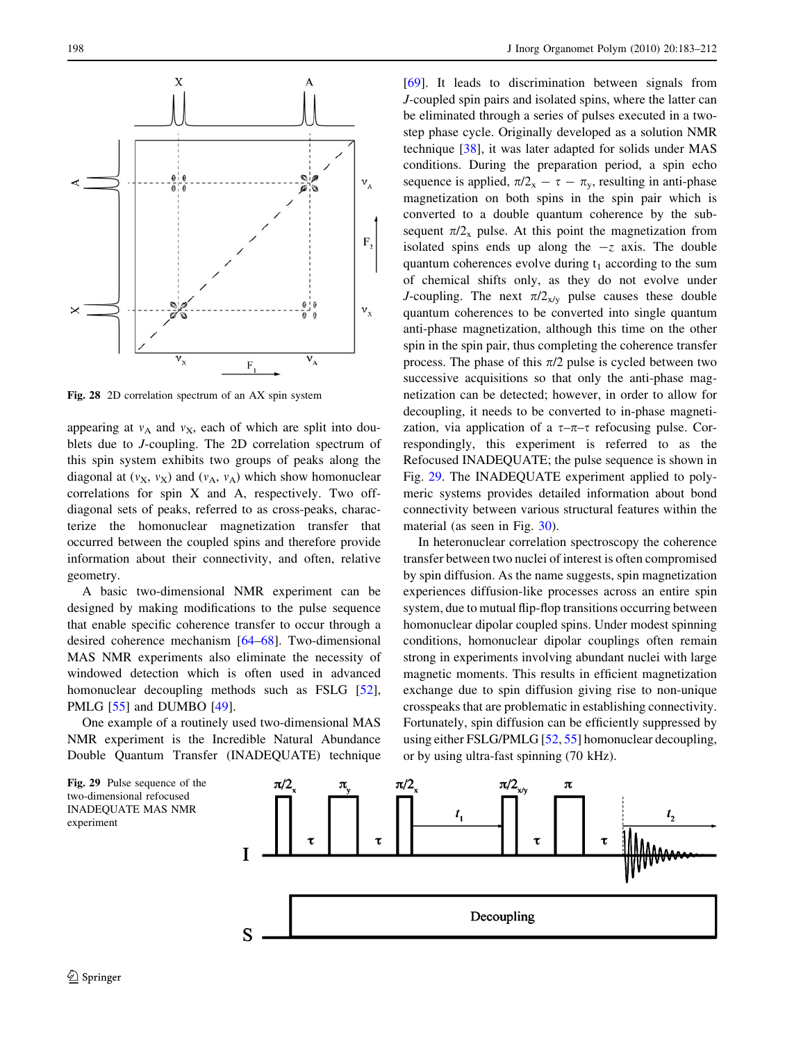Fig. 28 2D correlation spectrum of an AX spin system

appearing at $\nu_A$ and $\nu_X$, each of which are split into doublets due to *J*-coupling. The 2D correlation spectrum of this spin system exhibits two groups of peaks along the diagonal at ($\nu_X$, $\nu_X$) and ($\nu_A$, $\nu_A$) which show homonuclear correlations for spin X and A, respectively. Two off-diagonal sets of peaks, referred to as cross-peaks, characterize the homonuclear magnetization transfer that occurred between the coupled spins and therefore provide information about their connectivity, and often, relative geometry.

A basic two-dimensional NMR experiment can be designed by making modifications to the pulse sequence that enable specific coherence transfer to occur through a desired coherence mechanism [64–68]. Two-dimensional MAS NMR experiments also eliminate the necessity of windowed detection which is often used in advanced homonuclear decoupling methods such as FSLG [52], PMLG [55] and DUMBO [49].

One example of a routinely used two-dimensional MAS NMR experiment is the Incredible Natural Abundance Double Quantum Transfer (INADEQUATE) technique [69]. It leads to discrimination between signals from *J*-coupled spin pairs and isolated spins, where the latter can be eliminated through a series of pulses executed in a two-step phase cycle. Originally developed as a solution NMR technique [38], it was later adapted for solids under MAS conditions. During the preparation period, a spin echo sequence is applied, $\pi/2_x - \tau - \pi_y$, resulting in anti-phase magnetization on both spins in the spin pair which is converted to a double quantum coherence by the subsequent $\pi/2_x$ pulse. At this point the magnetization from isolated spins ends up along the $-z$ axis. The double quantum coherences evolve during $t_1$ according to the sum of chemical shifts only, as they do not evolve under *J*-coupling. The next $\pi/2_{x/y}$ pulse causes these double quantum coherences to be converted into single quantum anti-phase magnetization, although this time on the other spin in the spin pair, thus completing the coherence transfer process. The phase of this $\pi/2$ pulse is cycled between two successive acquisitions so that only the anti-phase magnetization can be detected; however, in order to allow for decoupling, it needs to be converted to in-phase magnetization, via application of a $\tau$–$\pi$–$\tau$ refocusing pulse. Correspondingly, this experiment is referred to as the Refocused INADEQUATE; the pulse sequence is shown in Fig. 29. The INADEQUATE experiment applied to polymeric systems provides detailed information about bond connectivity between various structural features within the material (as seen in Fig. 30).

In heteronuclear correlation spectroscopy the coherence transfer between two nuclei of interest is often compromised by spin diffusion. As the name suggests, spin magnetization experiences diffusion-like processes across an entire spin system, due to mutual flip-flop transitions occurring between homonuclear dipolar coupled spins. Under modest spinning conditions, homonuclear dipolar couplings often remain strong in experiments involving abundant nuclei with large magnetic moments. This results in efficient magnetization exchange due to spin diffusion giving rise to non-unique crosspeaks that are problematic in establishing connectivity. Fortunately, spin diffusion can be efficiently suppressed by using either FSLG/PMLG [52, 55] homonuclear decoupling, or by using ultra-fast spinning (70 kHz).

Fig. 29 Pulse sequence of the two-dimensional refocused INADEQUATE MAS NMR experiment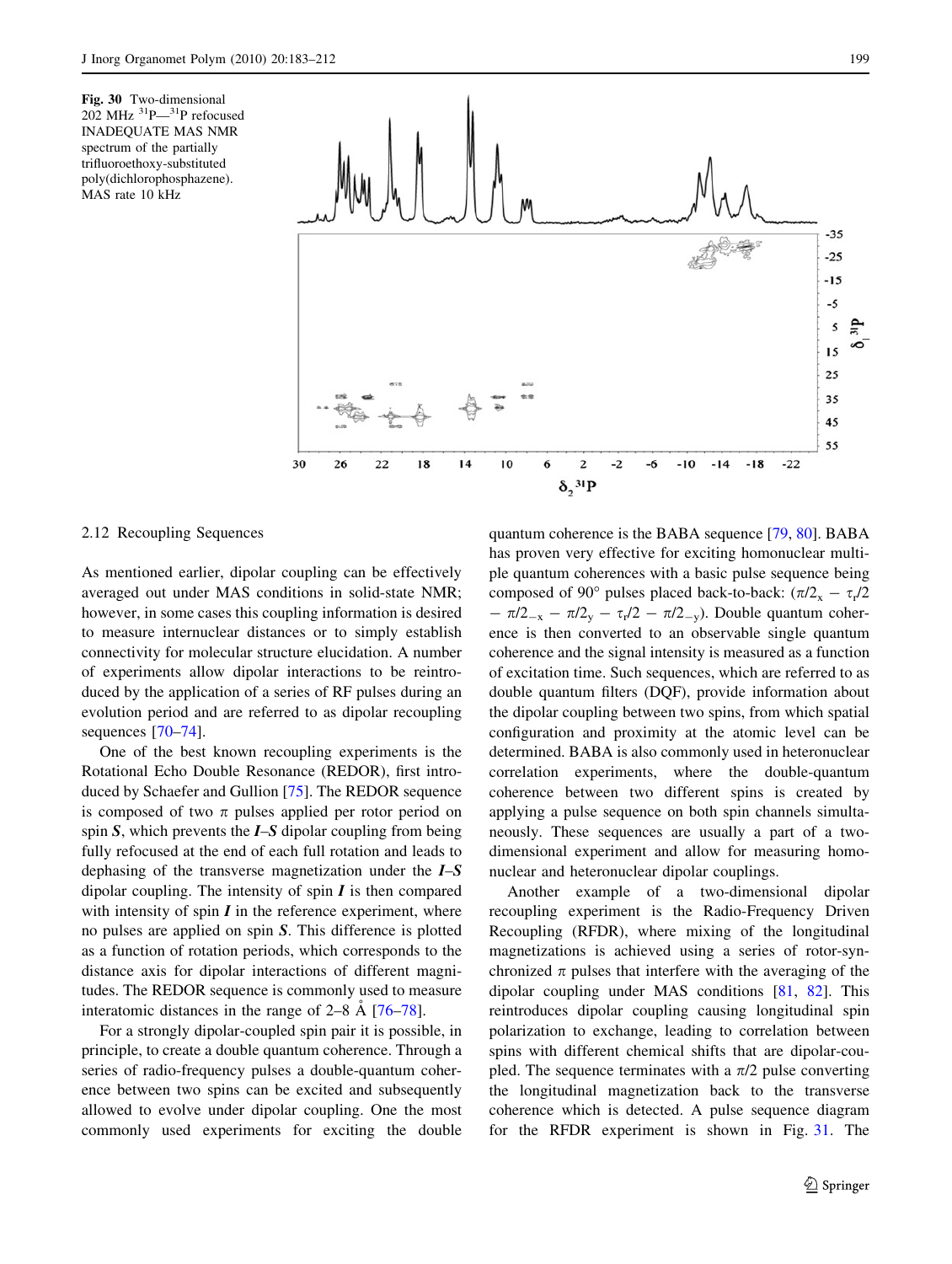**Fig. 30** Two-dimensional 202 MHz $^{31}$P—$^{31}$P refocused INADEQUATE MAS NMR spectrum of the partially trifluoroethoxy-substituted poly(dichlorophosphazene). MAS rate 10 kHz

## 2.12 Recoupling Sequences

As mentioned earlier, dipolar coupling can be effectively averaged out under MAS conditions in solid-state NMR; however, in some cases this coupling information is desired to measure internuclear distances or to simply establish connectivity for molecular structure elucidation. A number of experiments allow dipolar interactions to be reintroduced by the application of a series of RF pulses during an evolution period and are referred to as dipolar recoupling sequences [70–74].

One of the best known recoupling experiments is the Rotational Echo Double Resonance (REDOR), first introduced by Schaefer and Gullion [75]. The REDOR sequence is composed of two $\pi$ pulses applied per rotor period on spin ***S***, which prevents the ***I***–***S*** dipolar coupling from being fully refocused at the end of each full rotation and leads to dephasing of the transverse magnetization under the ***I***–***S*** dipolar coupling. The intensity of spin ***I*** is then compared with intensity of spin ***I*** in the reference experiment, where no pulses are applied on spin ***S***. This difference is plotted as a function of rotation periods, which corresponds to the distance axis for dipolar interactions of different magnitudes. The REDOR sequence is commonly used to measure interatomic distances in the range of 2–8 Å [76–78].

For a strongly dipolar-coupled spin pair it is possible, in principle, to create a double quantum coherence. Through a series of radio-frequency pulses a double-quantum coherence between two spins can be excited and subsequently allowed to evolve under dipolar coupling. One the most commonly used experiments for exciting the double quantum coherence is the BABA sequence [79, 80]. BABA has proven very effective for exciting homonuclear multiple quantum coherences with a basic pulse sequence being composed of 90° pulses placed back-to-back: ($\pi/2_x - \tau_r/2 - \pi/2_{-x} - \pi/2_y - \tau_r/2 - \pi/2_{-y}$). Double quantum coherence is then converted to an observable single quantum coherence and the signal intensity is measured as a function of excitation time. Such sequences, which are referred to as double quantum filters (DQF), provide information about the dipolar coupling between two spins, from which spatial configuration and proximity at the atomic level can be determined. BABA is also commonly used in heteronuclear correlation experiments, where the double-quantum coherence between two different spins is created by applying a pulse sequence on both spin channels simultaneously. These sequences are usually a part of a two-dimensional experiment and allow for measuring homonuclear and heteronuclear dipolar couplings.

Another example of a two-dimensional dipolar recoupling experiment is the Radio-Frequency Driven Recoupling (RFDR), where mixing of the longitudinal magnetizations is achieved using a series of rotor-synchronized $\pi$ pulses that interfere with the averaging of the dipolar coupling under MAS conditions [81, 82]. This reintroduces dipolar coupling causing longitudinal spin polarization to exchange, leading to correlation between spins with different chemical shifts that are dipolar-coupled. The sequence terminates with a $\pi/2$ pulse converting the longitudinal magnetization back to the transverse coherence which is detected. A pulse sequence diagram for the RFDR experiment is shown in Fig. 31. The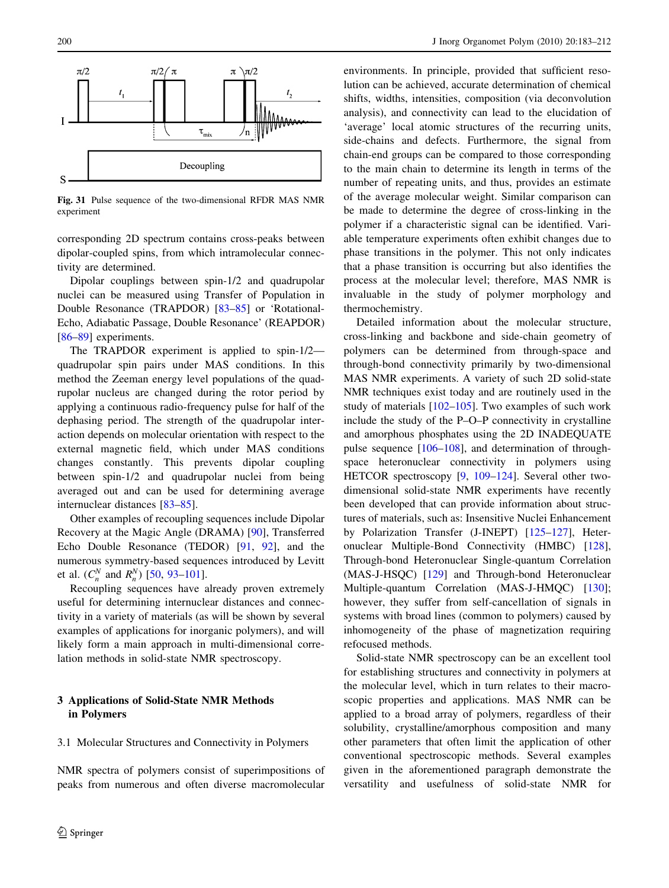Fig. 31 Pulse sequence of the two-dimensional RFDR MAS NMR experiment

corresponding 2D spectrum contains cross-peaks between dipolar-coupled spins, from which intramolecular connectivity are determined.

Dipolar couplings between spin-1/2 and quadrupolar nuclei can be measured using Transfer of Population in Double Resonance (TRAPDOR) [83–85] or 'Rotational-Echo, Adiabatic Passage, Double Resonance' (REAPDOR) [86–89] experiments.

The TRAPDOR experiment is applied to spin-1/2—quadrupolar spin pairs under MAS conditions. In this method the Zeeman energy level populations of the quadrupolar nucleus are changed during the rotor period by applying a continuous radio-frequency pulse for half of the dephasing period. The strength of the quadrupolar interaction depends on molecular orientation with respect to the external magnetic field, which under MAS conditions changes constantly. This prevents dipolar coupling between spin-1/2 and quadrupolar nuclei from being averaged out and can be used for determining average internuclear distances [83–85].

Other examples of recoupling sequences include Dipolar Recovery at the Magic Angle (DRAMA) [90], Transferred Echo Double Resonance (TEDOR) [91, 92], and the numerous symmetry-based sequences introduced by Levitt et al. ($C_n^N$ and $R_n^N$) [50, 93–101].

Recoupling sequences have already proven extremely useful for determining internuclear distances and connectivity in a variety of materials (as will be shown by several examples of applications for inorganic polymers), and will likely form a main approach in multi-dimensional correlation methods in solid-state NMR spectroscopy.

## 3 Applications of Solid-State NMR Methods in Polymers

### 3.1 Molecular Structures and Connectivity in Polymers

NMR spectra of polymers consist of superimpositions of peaks from numerous and often diverse macromolecular environments. In principle, provided that sufficient resolution can be achieved, accurate determination of chemical shifts, widths, intensities, composition (via deconvolution analysis), and connectivity can lead to the elucidation of 'average' local atomic structures of the recurring units, side-chains and defects. Furthermore, the signal from chain-end groups can be compared to those corresponding to the main chain to determine its length in terms of the number of repeating units, and thus, provides an estimate of the average molecular weight. Similar comparison can be made to determine the degree of cross-linking in the polymer if a characteristic signal can be identified. Variable temperature experiments often exhibit changes due to phase transitions in the polymer. This not only indicates that a phase transition is occurring but also identifies the process at the molecular level; therefore, MAS NMR is invaluable in the study of polymer morphology and thermochemistry.

Detailed information about the molecular structure, cross-linking and backbone and side-chain geometry of polymers can be determined from through-space and through-bond connectivity primarily by two-dimensional MAS NMR experiments. A variety of such 2D solid-state NMR techniques exist today and are routinely used in the study of materials [102–105]. Two examples of such work include the study of the P–O–P connectivity in crystalline and amorphous phosphates using the 2D INADEQUATE pulse sequence [106–108], and determination of through-space heteronuclear connectivity in polymers using HETCOR spectroscopy [9, 109–124]. Several other two-dimensional solid-state NMR experiments have recently been developed that can provide information about structures of materials, such as: Insensitive Nuclei Enhancement by Polarization Transfer (J-INEPT) [125–127], Heteronuclear Multiple-Bond Connectivity (HMBC) [128], Through-bond Heteronuclear Single-quantum Correlation (MAS-J-HSQC) [129] and Through-bond Heteronuclear Multiple-quantum Correlation (MAS-J-HMQC) [130]; however, they suffer from self-cancellation of signals in systems with broad lines (common to polymers) caused by inhomogeneity of the phase of magnetization requiring refocused methods.

Solid-state NMR spectroscopy can be an excellent tool for establishing structures and connectivity in polymers at the molecular level, which in turn relates to their macroscopic properties and applications. MAS NMR can be applied to a broad array of polymers, regardless of their solubility, crystalline/amorphous composition and many other parameters that often limit the application of other conventional spectroscopic methods. Several examples given in the aforementioned paragraph demonstrate the versatility and usefulness of solid-state NMR for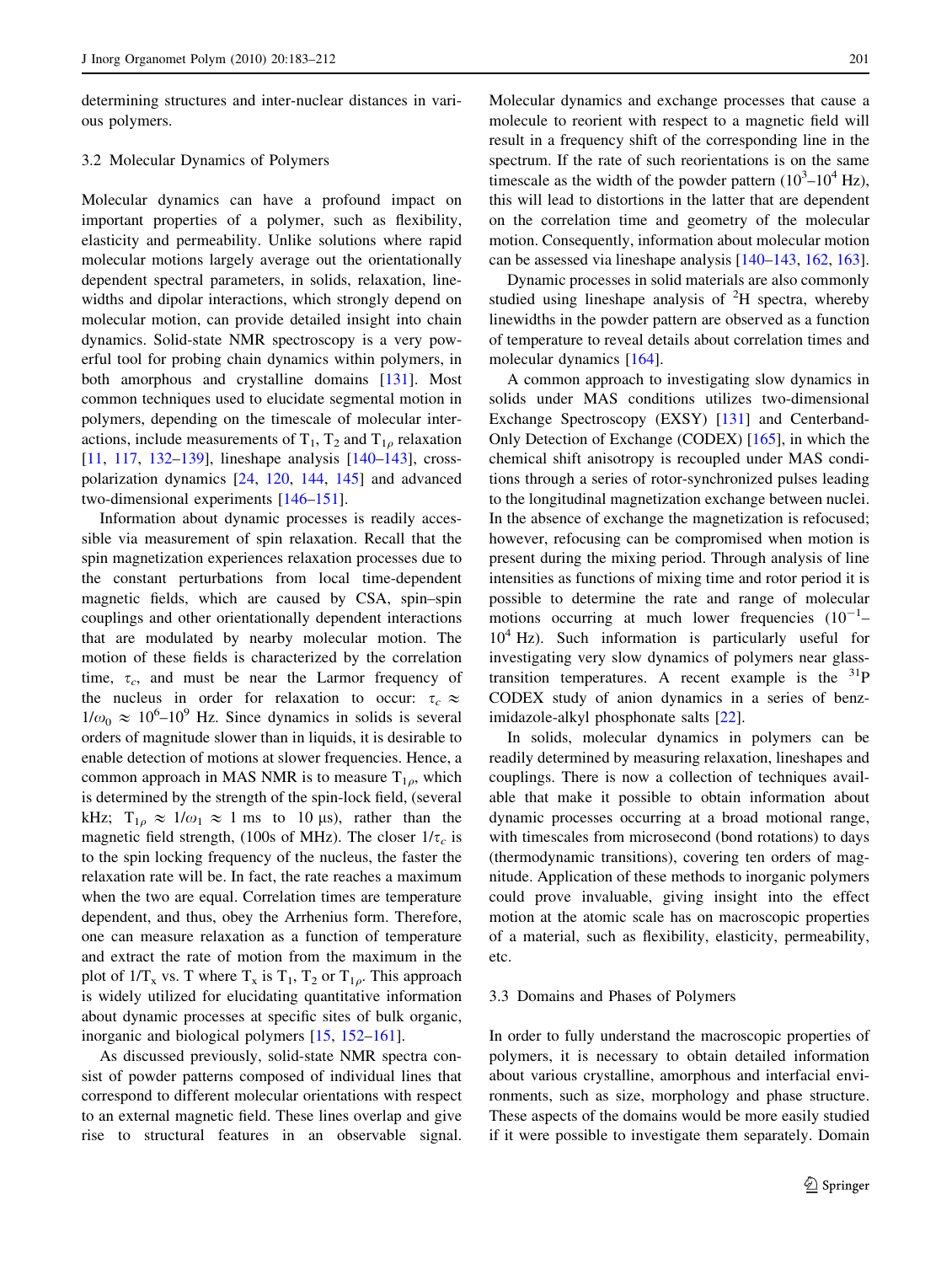determining structures and inter-nuclear distances in various polymers.

### 3.2 Molecular Dynamics of Polymers

Molecular dynamics can have a profound impact on important properties of a polymer, such as flexibility, elasticity and permeability. Unlike solutions where rapid molecular motions largely average out the orientationally dependent spectral parameters, in solids, relaxation, linewidths and dipolar interactions, which strongly depend on molecular motion, can provide detailed insight into chain dynamics. Solid-state NMR spectroscopy is a very powerful tool for probing chain dynamics within polymers, in both amorphous and crystalline domains [131]. Most common techniques used to elucidate segmental motion in polymers, depending on the timescale of molecular interactions, include measurements of $T_1$, $T_2$ and $T_{1\rho}$ relaxation [11, 117, 132–139], lineshape analysis [140–143], cross-polarization dynamics [24, 120, 144, 145] and advanced two-dimensional experiments [146–151].

Information about dynamic processes is readily accessible via measurement of spin relaxation. Recall that the spin magnetization experiences relaxation processes due to the constant perturbations from local time-dependent magnetic fields, which are caused by CSA, spin–spin couplings and other orientationally dependent interactions that are modulated by nearby molecular motion. The motion of these fields is characterized by the correlation time, $\tau_c$, and must be near the Larmor frequency of the nucleus in order for relaxation to occur: $\tau_c \approx 1/\omega_0 \approx 10^6$–$10^9$ Hz. Since dynamics in solids is several orders of magnitude slower than in liquids, it is desirable to enable detection of motions at slower frequencies. Hence, a common approach in MAS NMR is to measure $T_{1\rho}$, which is determined by the strength of the spin-lock field, (several kHz; $T_{1\rho} \approx 1/\omega_1 \approx 1$ ms to 10 µs), rather than the magnetic field strength, (100s of MHz). The closer $1/\tau_c$ is to the spin locking frequency of the nucleus, the faster the relaxation rate will be. In fact, the rate reaches a maximum when the two are equal. Correlation times are temperature dependent, and thus, obey the Arrhenius form. Therefore, one can measure relaxation as a function of temperature and extract the rate of motion from the maximum in the plot of $1/T_x$ vs. T where $T_x$ is $T_1$, $T_2$ or $T_{1\rho}$. This approach is widely utilized for elucidating quantitative information about dynamic processes at specific sites of bulk organic, inorganic and biological polymers [15, 152–161].

As discussed previously, solid-state NMR spectra consist of powder patterns composed of individual lines that correspond to different molecular orientations with respect to an external magnetic field. These lines overlap and give rise to structural features in an observable signal. Molecular dynamics and exchange processes that cause a molecule to reorient with respect to a magnetic field will result in a frequency shift of the corresponding line in the spectrum. If the rate of such reorientations is on the same timescale as the width of the powder pattern ($10^3$–$10^4$ Hz), this will lead to distortions in the latter that are dependent on the correlation time and geometry of the molecular motion. Consequently, information about molecular motion can be assessed via lineshape analysis [140–143, 162, 163].

Dynamic processes in solid materials are also commonly studied using lineshape analysis of $^{2}H$ spectra, whereby linewidths in the powder pattern are observed as a function of temperature to reveal details about correlation times and molecular dynamics [164].

A common approach to investigating slow dynamics in solids under MAS conditions utilizes two-dimensional Exchange Spectroscopy (EXSY) [131] and Centerband-Only Detection of Exchange (CODEX) [165], in which the chemical shift anisotropy is recoupled under MAS conditions through a series of rotor-synchronized pulses leading to the longitudinal magnetization exchange between nuclei. In the absence of exchange the magnetization is refocused; however, refocusing can be compromised when motion is present during the mixing period. Through analysis of line intensities as functions of mixing time and rotor period it is possible to determine the rate and range of molecular motions occurring at much lower frequencies ($10^{-1}$–$10^4$ Hz). Such information is particularly useful for investigating very slow dynamics of polymers near glass-transition temperatures. A recent example is the $^{31}P$ CODEX study of anion dynamics in a series of benzimidazole-alkyl phosphonate salts [22].

In solids, molecular dynamics in polymers can be readily determined by measuring relaxation, lineshapes and couplings. There is now a collection of techniques available that make it possible to obtain information about dynamic processes occurring at a broad motional range, with timescales from microsecond (bond rotations) to days (thermodynamic transitions), covering ten orders of magnitude. Application of these methods to inorganic polymers could prove invaluable, giving insight into the effect motion at the atomic scale has on macroscopic properties of a material, such as flexibility, elasticity, permeability, etc.

### 3.3 Domains and Phases of Polymers

In order to fully understand the macroscopic properties of polymers, it is necessary to obtain detailed information about various crystalline, amorphous and interfacial environments, such as size, morphology and phase structure. These aspects of the domains would be more easily studied if it were possible to investigate them separately. Domain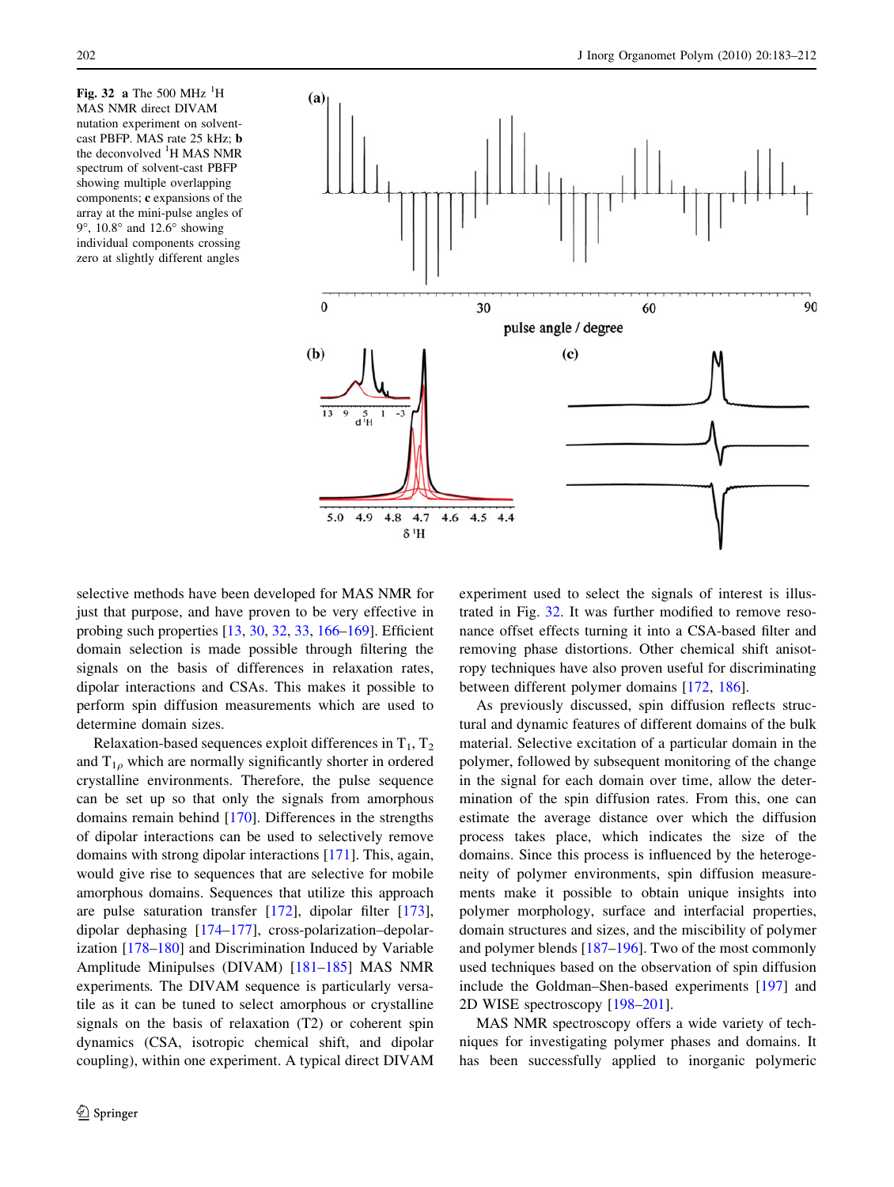**Fig. 32** **a** The 500 MHz $^1H$ MAS NMR direct DIVAM nutation experiment on solvent-cast PBFP. MAS rate 25 kHz; **b** the deconvolved $^1H$ MAS NMR spectrum of solvent-cast PBFP showing multiple overlapping components; **c** expansions of the array at the mini-pulse angles of 9°, 10.8° and 12.6° showing individual components crossing zero at slightly different angles

selective methods have been developed for MAS NMR for just that purpose, and have proven to be very effective in probing such properties [13, 30, 32, 33, 166–169]. Efficient domain selection is made possible through filtering the signals on the basis of differences in relaxation rates, dipolar interactions and CSAs. This makes it possible to perform spin diffusion measurements which are used to determine domain sizes.

Relaxation-based sequences exploit differences in $T_1$, $T_2$ and $T_{1\rho}$ which are normally significantly shorter in ordered crystalline environments. Therefore, the pulse sequence can be set up so that only the signals from amorphous domains remain behind [170]. Differences in the strengths of dipolar interactions can be used to selectively remove domains with strong dipolar interactions [171]. This, again, would give rise to sequences that are selective for mobile amorphous domains. Sequences that utilize this approach are pulse saturation transfer [172], dipolar filter [173], dipolar dephasing [174–177], cross-polarization–depolarization [178–180] and Discrimination Induced by Variable Amplitude Minipulses (DIVAM) [181–185] MAS NMR experiments. The DIVAM sequence is particularly versatile as it can be tuned to select amorphous or crystalline signals on the basis of relaxation (T2) or coherent spin dynamics (CSA, isotropic chemical shift, and dipolar coupling), within one experiment. A typical direct DIVAM experiment used to select the signals of interest is illustrated in Fig. 32. It was further modified to remove resonance offset effects turning it into a CSA-based filter and removing phase distortions. Other chemical shift anisotropy techniques have also proven useful for discriminating between different polymer domains [172, 186].

As previously discussed, spin diffusion reflects structural and dynamic features of different domains of the bulk material. Selective excitation of a particular domain in the polymer, followed by subsequent monitoring of the change in the signal for each domain over time, allow the determination of the spin diffusion rates. From this, one can estimate the average distance over which the diffusion process takes place, which indicates the size of the domains. Since this process is influenced by the heterogeneity of polymer environments, spin diffusion measurements make it possible to obtain unique insights into polymer morphology, surface and interfacial properties, domain structures and sizes, and the miscibility of polymer and polymer blends [187–196]. Two of the most commonly used techniques based on the observation of spin diffusion include the Goldman–Shen-based experiments [197] and 2D WISE spectroscopy [198–201].

MAS NMR spectroscopy offers a wide variety of techniques for investigating polymer phases and domains. It has been successfully applied to inorganic polymeric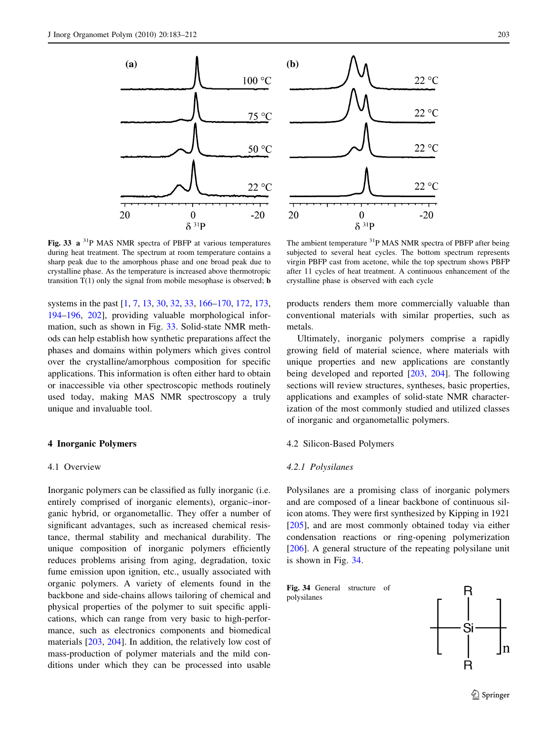**Fig. 33** **a** $^{31}$P MAS NMR spectra of PBFP at various temperatures during heat treatment. The spectrum at room temperature contains a sharp peak due to the amorphous phase and one broad peak due to crystalline phase. As the temperature is increased above thermotropic transition T(1) only the signal from mobile mesophase is observed; **b** The ambient temperature $^{31}$P MAS NMR spectra of PBFP after being subjected to several heat cycles. The bottom spectrum represents virgin PBFP cast from acetone, while the top spectrum shows PBFP after 11 cycles of heat treatment. A continuous enhancement of the crystalline phase is observed with each cycle

systems in the past [1, 7, 13, 30, 32, 33, 166–170, 172, 173, 194–196, 202], providing valuable morphological information, such as shown in Fig. 33. Solid-state NMR methods can help establish how synthetic preparations affect the phases and domains within polymers which gives control over the crystalline/amorphous composition for specific applications. This information is often either hard to obtain or inaccessible via other spectroscopic methods routinely used today, making MAS NMR spectroscopy a truly unique and invaluable tool.

## 4 Inorganic Polymers

### 4.1 Overview

Inorganic polymers can be classified as fully inorganic (i.e. entirely comprised of inorganic elements), organic–inorganic hybrid, or organometallic. They offer a number of significant advantages, such as increased chemical resistance, thermal stability and mechanical durability. The unique composition of inorganic polymers efficiently reduces problems arising from aging, degradation, toxic fume emission upon ignition, etc., usually associated with organic polymers. A variety of elements found in the backbone and side-chains allows tailoring of chemical and physical properties of the polymer to suit specific applications, which can range from very basic to high-performance, such as electronics components and biomedical materials [203, 204]. In addition, the relatively low cost of mass-production of polymer materials and the mild conditions under which they can be processed into usable products renders them more commercially valuable than conventional materials with similar properties, such as metals.

Ultimately, inorganic polymers comprise a rapidly growing field of material science, where materials with unique properties and new applications are constantly being developed and reported [203, 204]. The following sections will review structures, syntheses, basic properties, applications and examples of solid-state NMR characterization of the most commonly studied and utilized classes of inorganic and organometallic polymers.

### 4.2 Silicon-Based Polymers

#### *4.2.1 Polysilanes*

Polysilanes are a promising class of inorganic polymers and are composed of a linear backbone of continuous silicon atoms. They were first synthesized by Kipping in 1921 [205], and are most commonly obtained today via either condensation reactions or ring-opening polymerization [206]. A general structure of the repeating polysilane unit is shown in Fig. 34.

**Fig. 34** General structure of polysilanes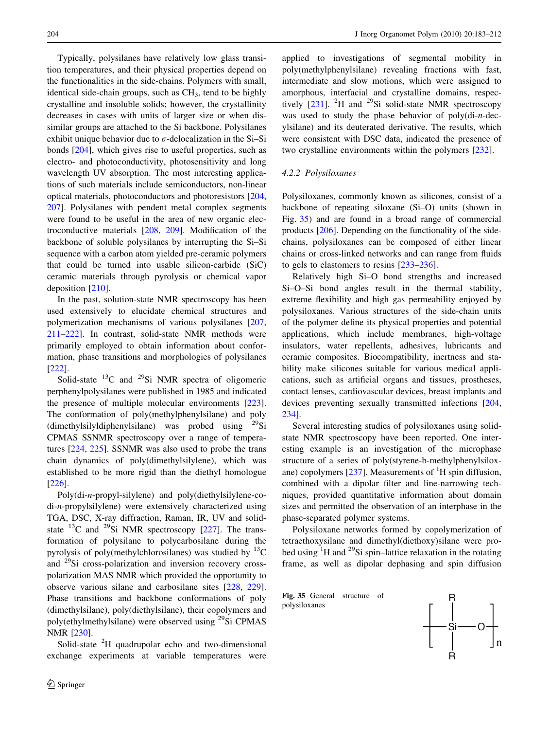Typically, polysilanes have relatively low glass transition temperatures, and their physical properties depend on the functionalities in the side-chains. Polymers with small, identical side-chain groups, such as $CH_3$, tend to be highly crystalline and insoluble solids; however, the crystallinity decreases in cases with units of larger size or when dissimilar groups are attached to the Si backbone. Polysilanes exhibit unique behavior due to σ-delocalization in the Si–Si bonds [204], which gives rise to useful properties, such as electro- and photoconductivity, photosensitivity and long wavelength UV absorption. The most interesting applications of such materials include semiconductors, non-linear optical materials, photoconductors and photoresistors [204, 207]. Polysilanes with pendent metal complex segments were found to be useful in the area of new organic electroconductive materials [208, 209]. Modification of the backbone of soluble polysilanes by interrupting the Si–Si sequence with a carbon atom yielded pre-ceramic polymers that could be turned into usable silicon-carbide (SiC) ceramic materials through pyrolysis or chemical vapor deposition [210].

In the past, solution-state NMR spectroscopy has been used extensively to elucidate chemical structures and polymerization mechanisms of various polysilanes [207, 211–222]. In contrast, solid-state NMR methods were primarily employed to obtain information about conformation, phase transitions and morphologies of polysilanes [222].

Solid-state $^{13}C$ and $^{29}Si$ NMR spectra of oligomeric perphenylpolysilanes were published in 1985 and indicated the presence of multiple molecular environments [223]. The conformation of poly(methylphenylsilane) and poly(dimethylsilyldiphenylsilane) was probed using $^{29}Si$ CPMAS SSNMR spectroscopy over a range of temperatures [224, 225]. SSNMR was also used to probe the trans chain dynamics of poly(dimethylsilylene), which was established to be more rigid than the diethyl homologue [226].

Poly(di-*n*-propyl-silylene) and poly(diethylsilylene-co-di-*n*-propylsilylene) were extensively characterized using TGA, DSC, X-ray diffraction, Raman, IR, UV and solid-state $^{13}C$ and $^{29}Si$ NMR spectroscopy [227]. The transformation of polysilane to polycarbosilane during the pyrolysis of poly(methylchlorosilanes) was studied by $^{13}C$ and $^{29}Si$ cross-polarization and inversion recovery cross-polarization MAS NMR which provided the opportunity to observe various silane and carbosilane sites [228, 229]. Phase transitions and backbone conformations of poly(dimethylsilane), poly(diethylsilane), their copolymers and poly(ethylmethylsilane) were observed using $^{29}Si$ CPMAS NMR [230].

Solid-state $^{2}H$ quadrupolar echo and two-dimensional exchange experiments at variable temperatures were applied to investigations of segmental mobility in poly(methylphenylsilane) revealing fractions with fast, intermediate and slow motions, which were assigned to amorphous, interfacial and crystalline domains, respectively [231]. $^{2}H$ and $^{29}Si$ solid-state NMR spectroscopy was used to study the phase behavior of poly(di-*n*-decylsilane) and its deuterated derivative. The results, which were consistent with DSC data, indicated the presence of two crystalline environments within the polymers [232].

### 4.2.2 Polysiloxanes

Polysiloxanes, commonly known as silicones, consist of a backbone of repeating siloxane (Si–O) units (shown in Fig. 35) and are found in a broad range of commercial products [206]. Depending on the functionality of the side-chains, polysiloxanes can be composed of either linear chains or cross-linked networks and can range from fluids to gels to elastomers to resins [233–236].

Relatively high Si–O bond strengths and increased Si–O–Si bond angles result in the thermal stability, extreme flexibility and high gas permeability enjoyed by polysiloxanes. Various structures of the side-chain units of the polymer define its physical properties and potential applications, which include membranes, high-voltage insulators, water repellents, adhesives, lubricants and ceramic composites. Biocompatibility, inertness and stability make silicones suitable for various medical applications, such as artificial organs and tissues, prostheses, contact lenses, cardiovascular devices, breast implants and devices preventing sexually transmitted infections [204, 234].

Several interesting studies of polysiloxanes using solid-state NMR spectroscopy have been reported. One interesting example is an investigation of the microphase structure of a series of poly(styrene-b-methylphenylsiloxane) copolymers [237]. Measurements of $^{1}H$ spin diffusion, combined with a dipolar filter and line-narrowing techniques, provided quantitative information about domain sizes and permitted the observation of an interphase in the phase-separated polymer systems.

Polysiloxane networks formed by copolymerization of tetraethoxysilane and dimethyl(diethoxy)silane were probed using $^{1}H$ and $^{29}Si$ spin–lattice relaxation in the rotating frame, as well as dipolar dephasing and spin diffusion

**Fig. 35** General structure of polysiloxanes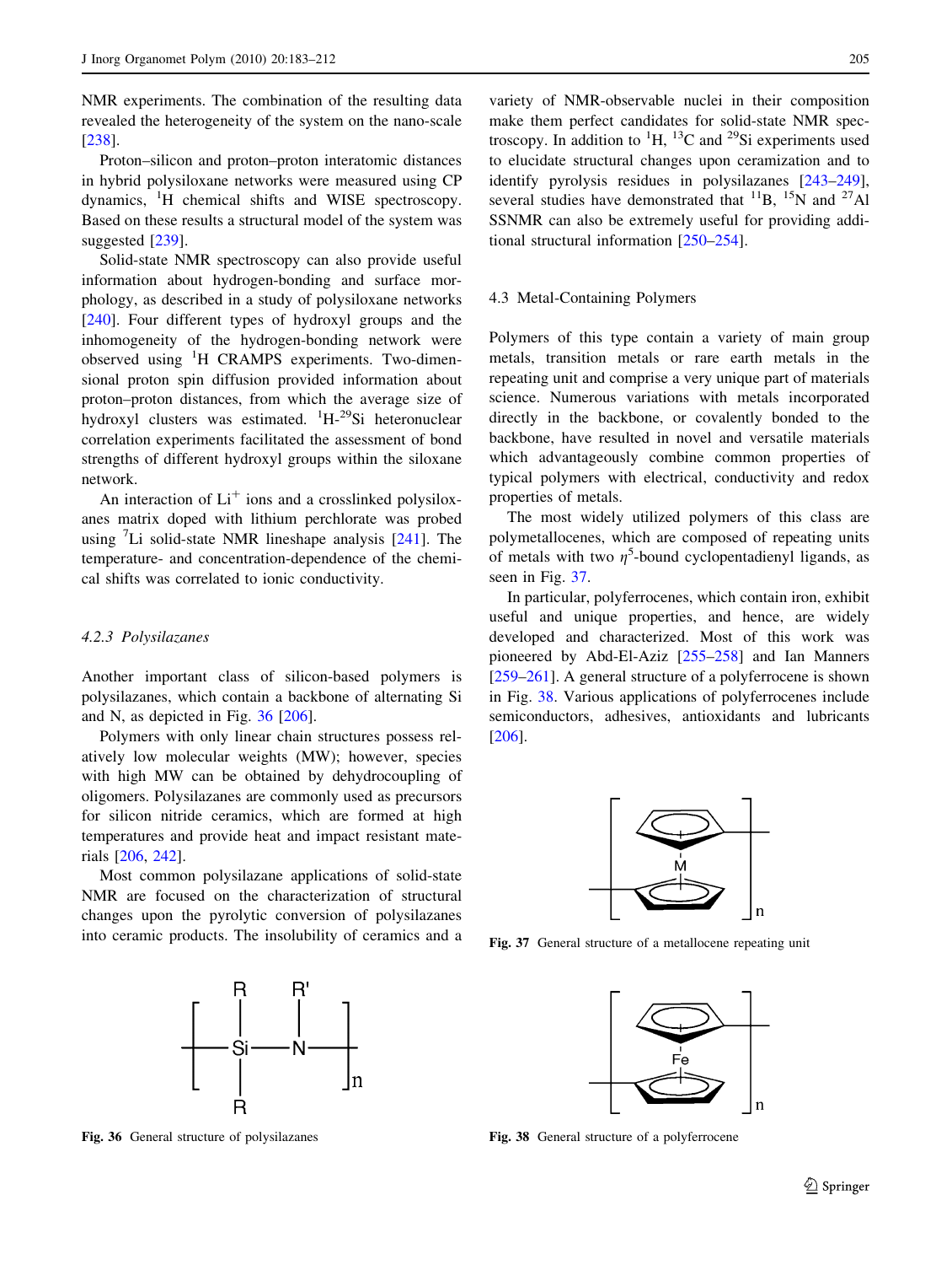NMR experiments. The combination of the resulting data revealed the heterogeneity of the system on the nano-scale [238].

Proton–silicon and proton–proton interatomic distances in hybrid polysiloxane networks were measured using CP dynamics, $^{1}$H chemical shifts and WISE spectroscopy. Based on these results a structural model of the system was suggested [239].

Solid-state NMR spectroscopy can also provide useful information about hydrogen-bonding and surface morphology, as described in a study of polysiloxane networks [240]. Four different types of hydroxyl groups and the inhomogeneity of the hydrogen-bonding network were observed using $^{1}$H CRAMPS experiments. Two-dimensional proton spin diffusion provided information about proton–proton distances, from which the average size of hydroxyl clusters was estimated. $^{1}$H-$^{29}$Si heteronuclear correlation experiments facilitated the assessment of bond strengths of different hydroxyl groups within the siloxane network.

An interaction of $Li^{+}$ ions and a crosslinked polysiloxanes matrix doped with lithium perchlorate was probed using $^{7}$Li solid-state NMR lineshape analysis [241]. The temperature- and concentration-dependence of the chemical shifts was correlated to ionic conductivity.

### *4.2.3 Polysilazanes*

Another important class of silicon-based polymers is polysilazanes, which contain a backbone of alternating Si and N, as depicted in Fig. 36 [206].

Polymers with only linear chain structures possess relatively low molecular weights (MW); however, species with high MW can be obtained by dehydrocoupling of oligomers. Polysilazanes are commonly used as precursors for silicon nitride ceramics, which are formed at high temperatures and provide heat and impact resistant materials [206, 242].

Most common polysilazane applications of solid-state NMR are focused on the characterization of structural changes upon the pyrolytic conversion of polysilazanes into ceramic products. The insolubility of ceramics and a variety of NMR-observable nuclei in their composition make them perfect candidates for solid-state NMR spectroscopy. In addition to $^{1}$H, $^{13}$C and $^{29}$Si experiments used to elucidate structural changes upon ceramization and to identify pyrolysis residues in polysilazanes [243–249], several studies have demonstrated that $^{11}$B, $^{15}$N and $^{27}$Al SSNMR can also be extremely useful for providing additional structural information [250–254].

**Fig. 36** General structure of polysilazanes

### 4.3 Metal-Containing Polymers

Polymers of this type contain a variety of main group metals, transition metals or rare earth metals in the repeating unit and comprise a very unique part of materials science. Numerous variations with metals incorporated directly in the backbone, or covalently bonded to the backbone, have resulted in novel and versatile materials which advantageously combine common properties of typical polymers with electrical, conductivity and redox properties of metals.

The most widely utilized polymers of this class are polymetallocenes, which are composed of repeating units of metals with two $\eta^{5}$-bound cyclopentadienyl ligands, as seen in Fig. 37.

In particular, polyferrocenes, which contain iron, exhibit useful and unique properties, and hence, are widely developed and characterized. Most of this work was pioneered by Abd-El-Aziz [255–258] and Ian Manners [259–261]. A general structure of a polyferrocene is shown in Fig. 38. Various applications of polyferrocenes include semiconductors, adhesives, antioxidants and lubricants [206].

**Fig. 37** General structure of a metallocene repeating unit

**Fig. 38** General structure of a polyferrocene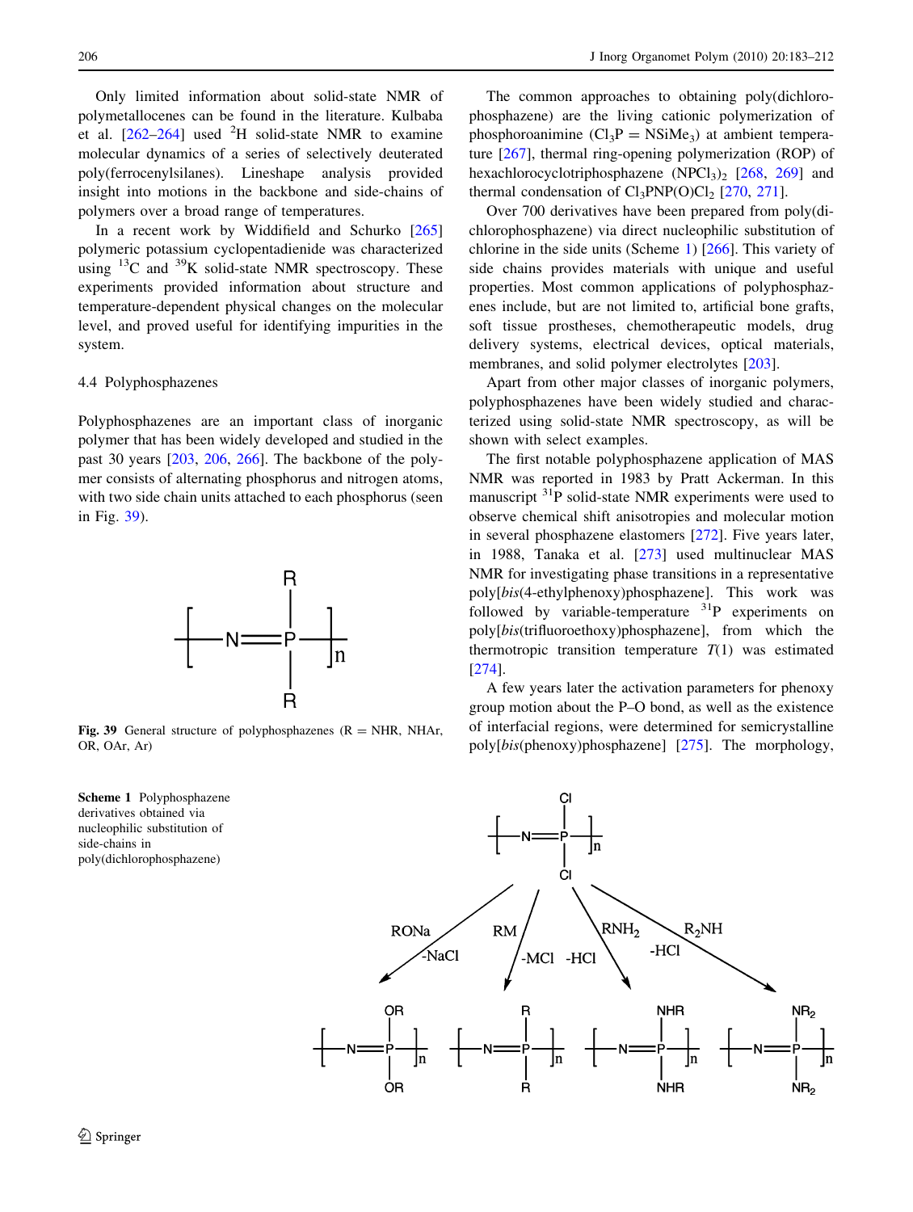Only limited information about solid-state NMR of polymetallocenes can be found in the literature. Kulbaba et al. [262–264] used $^{2}H$ solid-state NMR to examine molecular dynamics of a series of selectively deuterated poly(ferrocenylsilanes). Lineshape analysis provided insight into motions in the backbone and side-chains of polymers over a broad range of temperatures.

In a recent work by Widdifield and Schurko [265] polymeric potassium cyclopentadienide was characterized using $^{13}C$ and $^{39}K$ solid-state NMR spectroscopy. These experiments provided information about structure and temperature-dependent physical changes on the molecular level, and proved useful for identifying impurities in the system.

### 4.4 Polyphosphazenes

Polyphosphazenes are an important class of inorganic polymer that has been widely developed and studied in the past 30 years [203, 206, 266]. The backbone of the polymer consists of alternating phosphorus and nitrogen atoms, with two side chain units attached to each phosphorus (seen in Fig. 39).

**Fig. 39** General structure of polyphosphazenes (R = NHR, NHAr, OR, OAr, Ar)

The common approaches to obtaining poly(dichlorophosphazene) are the living cationic polymerization of phosphoroanimine ($Cl_3P = NSiMe_3$) at ambient temperature [267], thermal ring-opening polymerization (ROP) of hexachlorocyclotriphosphazene $(NPCl_3)_2$ [268, 269] and thermal condensation of $Cl_3PNP(O)Cl_2$ [270, 271].

Over 700 derivatives have been prepared from poly(dichlorophosphazene) via direct nucleophilic substitution of chlorine in the side units (Scheme 1) [266]. This variety of side chains provides materials with unique and useful properties. Most common applications of polyphosphazenes include, but are not limited to, artificial bone grafts, soft tissue prostheses, chemotherapeutic models, drug delivery systems, electrical devices, optical materials, membranes, and solid polymer electrolytes [203].

Apart from other major classes of inorganic polymers, polyphosphazenes have been widely studied and characterized using solid-state NMR spectroscopy, as will be shown with select examples.

The first notable polyphosphazene application of MAS NMR was reported in 1983 by Pratt Ackerman. In this manuscript $^{31}P$ solid-state NMR experiments were used to observe chemical shift anisotropies and molecular motion in several phosphazene elastomers [272]. Five years later, in 1988, Tanaka et al. [273] used multinuclear MAS NMR for investigating phase transitions in a representative poly[*bis*(4-ethylphenoxy)phosphazene]. This work was followed by variable-temperature $^{31}P$ experiments on poly[*bis*(trifluoroethoxy)phosphazene], from which the thermotropic transition temperature $T(1)$ was estimated [274].

A few years later the activation parameters for phenoxy group motion about the P–O bond, as well as the existence of interfacial regions, were determined for semicrystalline poly[*bis*(phenoxy)phosphazene] [275]. The morphology,

**Scheme 1** Polyphosphazene derivatives obtained via nucleophilic substitution of side-chains in poly(dichlorophosphazene)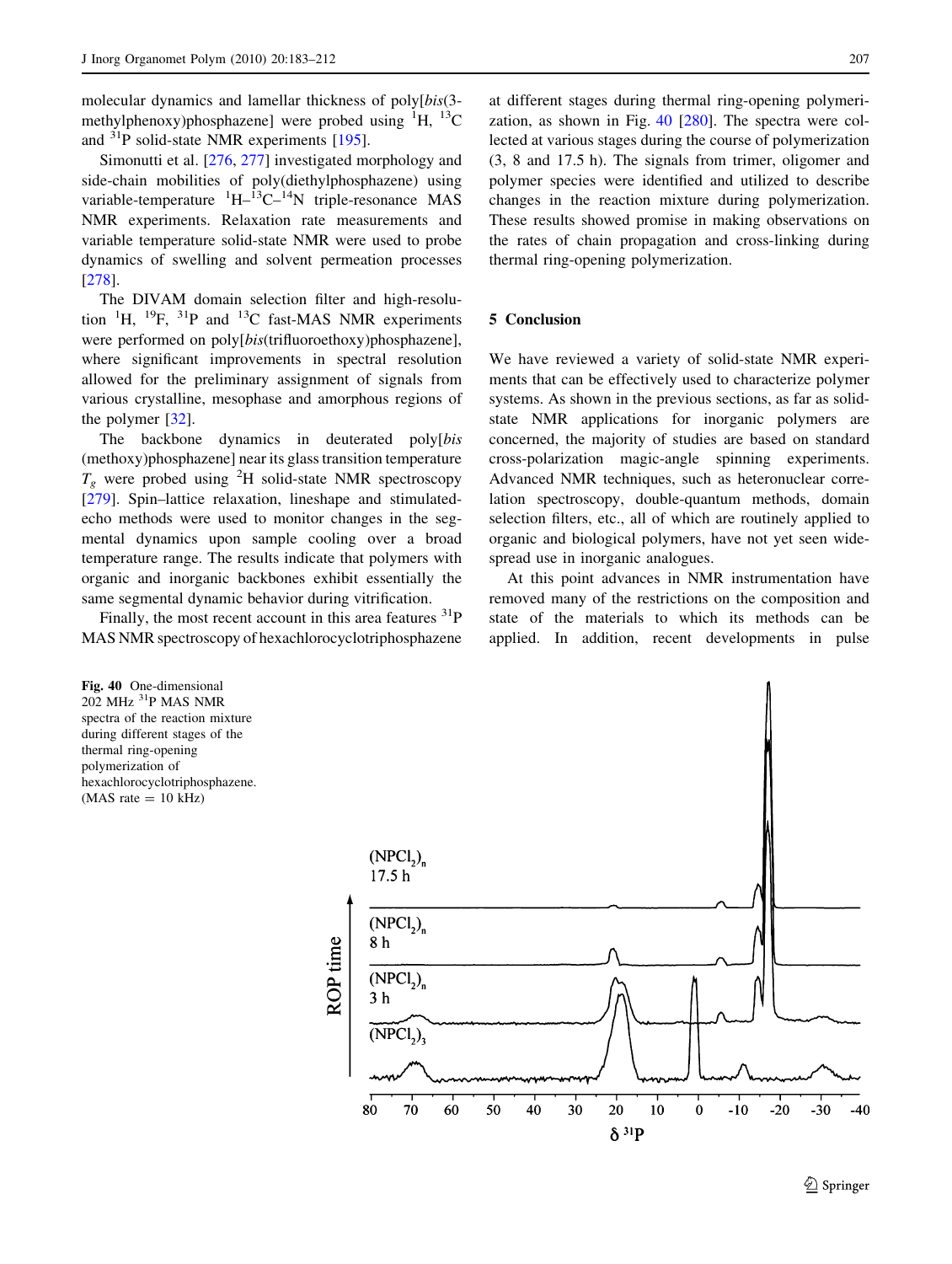molecular dynamics and lamellar thickness of poly[*bis*(3-methylphenoxy)phosphazene] were probed using $^{1}H$, $^{13}C$ and $^{31}P$ solid-state NMR experiments [195].

Simonutti et al. [276, 277] investigated morphology and side-chain mobilities of poly(diethylphosphazene) using variable-temperature $^{1}H$–$^{13}C$–$^{14}N$ triple-resonance MAS NMR experiments. Relaxation rate measurements and variable temperature solid-state NMR were used to probe dynamics of swelling and solvent permeation processes [278].

The DIVAM domain selection filter and high-resolution $^{1}H$, $^{19}F$, $^{31}P$ and $^{13}C$ fast-MAS NMR experiments were performed on poly[*bis*(trifluoroethoxy)phosphazene], where significant improvements in spectral resolution allowed for the preliminary assignment of signals from various crystalline, mesophase and amorphous regions of the polymer [32].

The backbone dynamics in deuterated poly[*bis*(methoxy)phosphazene] near its glass transition temperature $T_g$ were probed using $^{2}H$ solid-state NMR spectroscopy [279]. Spin–lattice relaxation, lineshape and stimulated-echo methods were used to monitor changes in the segmental dynamics upon sample cooling over a broad temperature range. The results indicate that polymers with organic and inorganic backbones exhibit essentially the same segmental dynamic behavior during vitrification.

Finally, the most recent account in this area features $^{31}P$ MAS NMR spectroscopy of hexachlorocyclotriphosphazene at different stages during thermal ring-opening polymerization, as shown in Fig. 40 [280]. The spectra were collected at various stages during the course of polymerization (3, 8 and 17.5 h). The signals from trimer, oligomer and polymer species were identified and utilized to describe changes in the reaction mixture during polymerization. These results showed promise in making observations on the rates of chain propagation and cross-linking during thermal ring-opening polymerization.

## 5 Conclusion

We have reviewed a variety of solid-state NMR experiments that can be effectively used to characterize polymer systems. As shown in the previous sections, as far as solid-state NMR applications for inorganic polymers are concerned, the majority of studies are based on standard cross-polarization magic-angle spinning experiments. Advanced NMR techniques, such as heteronuclear correlation spectroscopy, double-quantum methods, domain selection filters, etc., all of which are routinely applied to organic and biological polymers, have not yet seen widespread use in inorganic analogues.

At this point advances in NMR instrumentation have removed many of the restrictions on the composition and state of the materials to which its methods can be applied. In addition, recent developments in pulse

**Fig. 40** One-dimensional 202 MHz $^{31}P$ MAS NMR spectra of the reaction mixture during different stages of the thermal ring-opening polymerization of hexachlorocyclotriphosphazene. (MAS rate = 10 kHz)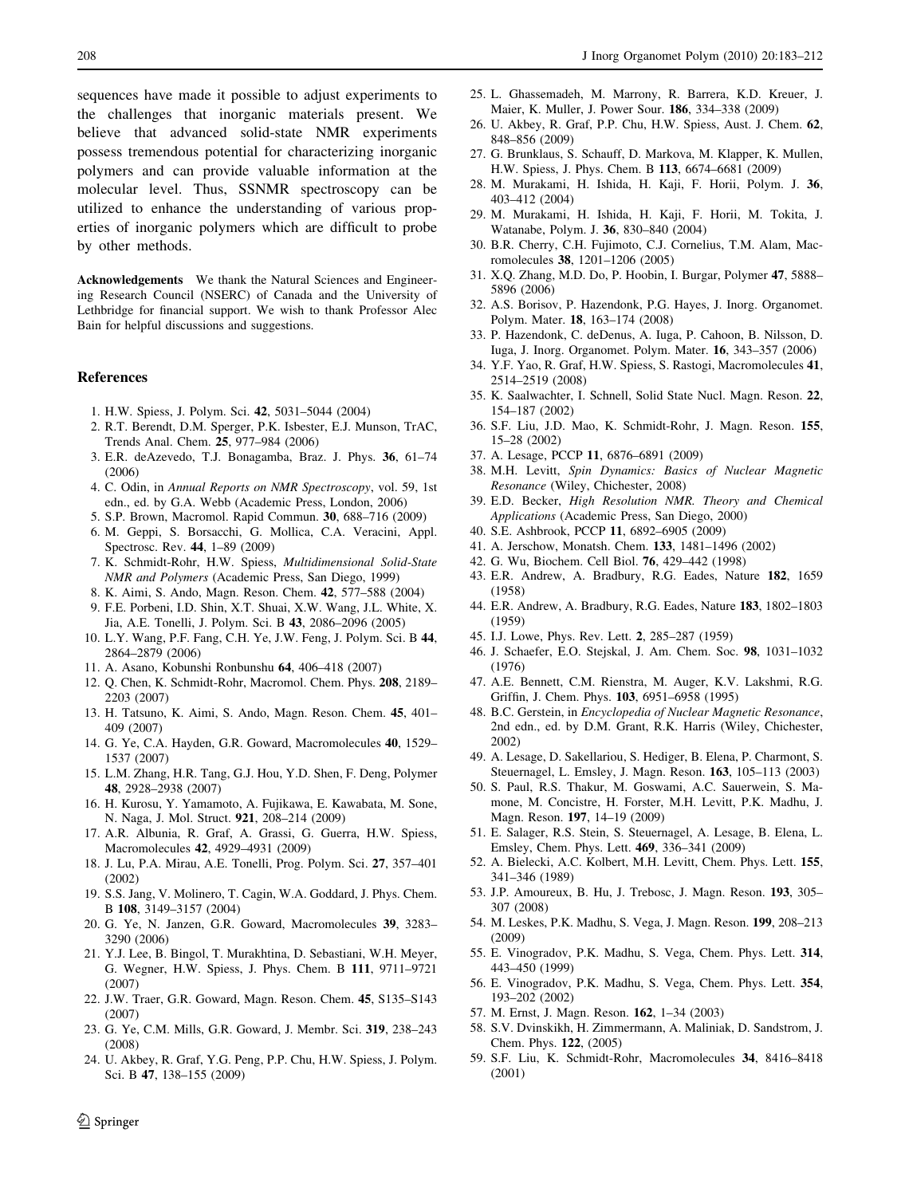sequences have made it possible to adjust experiments to the challenges that inorganic materials present. We believe that advanced solid-state NMR experiments possess tremendous potential for characterizing inorganic polymers and can provide valuable information at the molecular level. Thus, SSNMR spectroscopy can be utilized to enhance the understanding of various properties of inorganic polymers which are difficult to probe by other methods.

**Acknowledgements** We thank the Natural Sciences and Engineering Research Council (NSERC) of Canada and the University of Lethbridge for financial support. We wish to thank Professor Alec Bain for helpful discussions and suggestions.

## References

1. H.W. Spiess, J. Polym. Sci. **42**, 5031–5044 (2004)
2. R.T. Berendt, D.M. Sperger, P.K. Isbester, E.J. Munson, TrAC, Trends Anal. Chem. **25**, 977–984 (2006)
3. E.R. deAzevedo, T.J. Bonagamba, Braz. J. Phys. **36**, 61–74 (2006)
4. C. Odin, in *Annual Reports on NMR Spectroscopy*, vol. 59, 1st edn., ed. by G.A. Webb (Academic Press, London, 2006)
5. S.P. Brown, Macromol. Rapid Commun. **30**, 688–716 (2009)
6. M. Geppi, S. Borsacchi, G. Mollica, C.A. Veracini, Appl. Spectrosc. Rev. **44**, 1–89 (2009)
7. K. Schmidt-Rohr, H.W. Spiess, *Multidimensional Solid-State NMR and Polymers* (Academic Press, San Diego, 1999)
8. K. Aimi, S. Ando, Magn. Reson. Chem. **42**, 577–588 (2004)
9. F.E. Porbeni, I.D. Shin, X.T. Shuai, X.W. Wang, J.L. White, X. Jia, A.E. Tonelli, J. Polym. Sci. B **43**, 2086–2096 (2005)
10. L.Y. Wang, P.F. Fang, C.H. Ye, J.W. Feng, J. Polym. Sci. B **44**, 2864–2879 (2006)
11. A. Asano, Kobunshi Ronbunshu **64**, 406–418 (2007)
12. Q. Chen, K. Schmidt-Rohr, Macromol. Chem. Phys. **208**, 2189–2203 (2007)
13. H. Tatsuno, K. Aimi, S. Ando, Magn. Reson. Chem. **45**, 401–409 (2007)
14. G. Ye, C.A. Hayden, G.R. Goward, Macromolecules **40**, 1529–1537 (2007)
15. L.M. Zhang, H.R. Tang, G.J. Hou, Y.D. Shen, F. Deng, Polymer **48**, 2928–2938 (2007)
16. H. Kurosu, Y. Yamamoto, A. Fujikawa, E. Kawabata, M. Sone, N. Naga, J. Mol. Struct. **921**, 208–214 (2009)
17. A.R. Albunia, R. Graf, A. Grassi, G. Guerra, H.W. Spiess, Macromolecules **42**, 4929–4931 (2009)
18. J. Lu, P.A. Mirau, A.E. Tonelli, Prog. Polym. Sci. **27**, 357–401 (2002)
19. S.S. Jang, V. Molinero, T. Cagin, W.A. Goddard, J. Phys. Chem. B **108**, 3149–3157 (2004)
20. G. Ye, N. Janzen, G.R. Goward, Macromolecules **39**, 3283–3290 (2006)
21. Y.J. Lee, B. Bingol, T. Murakhtina, D. Sebastiani, W.H. Meyer, G. Wegner, H.W. Spiess, J. Phys. Chem. B **111**, 9711–9721 (2007)
22. J.W. Traer, G.R. Goward, Magn. Reson. Chem. **45**, S135–S143 (2007)
23. G. Ye, C.M. Mills, G.R. Goward, J. Membr. Sci. **319**, 238–243 (2008)
24. U. Akbey, R. Graf, Y.G. Peng, P.P. Chu, H.W. Spiess, J. Polym. Sci. B **47**, 138–155 (2009)
25. L. Ghassemadeh, M. Marrony, R. Barrera, K.D. Kreuer, J. Maier, K. Muller, J. Power Sour. **186**, 334–338 (2009)
26. U. Akbey, R. Graf, P.P. Chu, H.W. Spiess, Aust. J. Chem. **62**, 848–856 (2009)
27. G. Brunklaus, S. Schauff, D. Markova, M. Klapper, K. Mullen, H.W. Spiess, J. Phys. Chem. B **113**, 6674–6681 (2009)
28. M. Murakami, H. Ishida, H. Kaji, F. Horii, Polym. J. **36**, 403–412 (2004)
29. M. Murakami, H. Ishida, H. Kaji, F. Horii, M. Tokita, J. Watanabe, Polym. J. **36**, 830–840 (2004)
30. B.R. Cherry, C.H. Fujimoto, C.J. Cornelius, T.M. Alam, Macromolecules **38**, 1201–1206 (2005)
31. X.Q. Zhang, M.D. Do, P. Hoobin, I. Burgar, Polymer **47**, 5888–5896 (2006)
32. A.S. Borisov, P. Hazendonk, P.G. Hayes, J. Inorg. Organomet. Polym. Mater. **18**, 163–174 (2008)
33. P. Hazendonk, C. deDenus, A. Iuga, P. Cahoon, B. Nilsson, D. Iuga, J. Inorg. Organomet. Polym. Mater. **16**, 343–357 (2006)
34. Y.F. Yao, R. Graf, H.W. Spiess, S. Rastogi, Macromolecules **41**, 2514–2519 (2008)
35. K. Saalwachter, I. Schnell, Solid State Nucl. Magn. Reson. **22**, 154–187 (2002)
36. S.F. Liu, J.D. Mao, K. Schmidt-Rohr, J. Magn. Reson. **155**, 15–28 (2002)
37. A. Lesage, PCCP **11**, 6876–6891 (2009)
38. M.H. Levitt, *Spin Dynamics: Basics of Nuclear Magnetic Resonance* (Wiley, Chichester, 2008)
39. E.D. Becker, *High Resolution NMR. Theory and Chemical Applications* (Academic Press, San Diego, 2000)
40. S.E. Ashbrook, PCCP **11**, 6892–6905 (2009)
41. A. Jerschow, Monatsh. Chem. **133**, 1481–1496 (2002)
42. G. Wu, Biochem. Cell Biol. **76**, 429–442 (1998)
43. E.R. Andrew, A. Bradbury, R.G. Eades, Nature **182**, 1659 (1958)
44. E.R. Andrew, A. Bradbury, R.G. Eades, Nature **183**, 1802–1803 (1959)
45. I.J. Lowe, Phys. Rev. Lett. **2**, 285–287 (1959)
46. J. Schaefer, E.O. Stejskal, J. Am. Chem. Soc. **98**, 1031–1032 (1976)
47. A.E. Bennett, C.M. Rienstra, M. Auger, K.V. Lakshmi, R.G. Griffin, J. Chem. Phys. **103**, 6951–6958 (1995)
48. B.C. Gerstein, in *Encyclopedia of Nuclear Magnetic Resonance*, 2nd edn., ed. by D.M. Grant, R.K. Harris (Wiley, Chichester, 2002)
49. A. Lesage, D. Sakellariou, S. Hediger, B. Elena, P. Charmont, S. Steuernagel, L. Emsley, J. Magn. Reson. **163**, 105–113 (2003)
50. S. Paul, R.S. Thakur, M. Goswami, A.C. Sauerwein, S. Mamone, M. Concistre, H. Forster, M.H. Levitt, P.K. Madhu, J. Magn. Reson. **197**, 14–19 (2009)
51. E. Salager, R.S. Stein, S. Steuernagel, A. Lesage, B. Elena, L. Emsley, Chem. Phys. Lett. **469**, 336–341 (2009)
52. A. Bielecki, A.C. Kolbert, M.H. Levitt, Chem. Phys. Lett. **155**, 341–346 (1989)
53. J.P. Amoureux, B. Hu, J. Trebosc, J. Magn. Reson. **193**, 305–307 (2008)
54. M. Leskes, P.K. Madhu, S. Vega, J. Magn. Reson. **199**, 208–213 (2009)
55. E. Vinogradov, P.K. Madhu, S. Vega, Chem. Phys. Lett. **314**, 443–450 (1999)
56. E. Vinogradov, P.K. Madhu, S. Vega, Chem. Phys. Lett. **354**, 193–202 (2002)
57. M. Ernst, J. Magn. Reson. **162**, 1–34 (2003)
58. S.V. Dvinskikh, H. Zimmermann, A. Maliniak, D. Sandstrom, J. Chem. Phys. **122**, (2005)
59. S.F. Liu, K. Schmidt-Rohr, Macromolecules **34**, 8416–8418 (2001)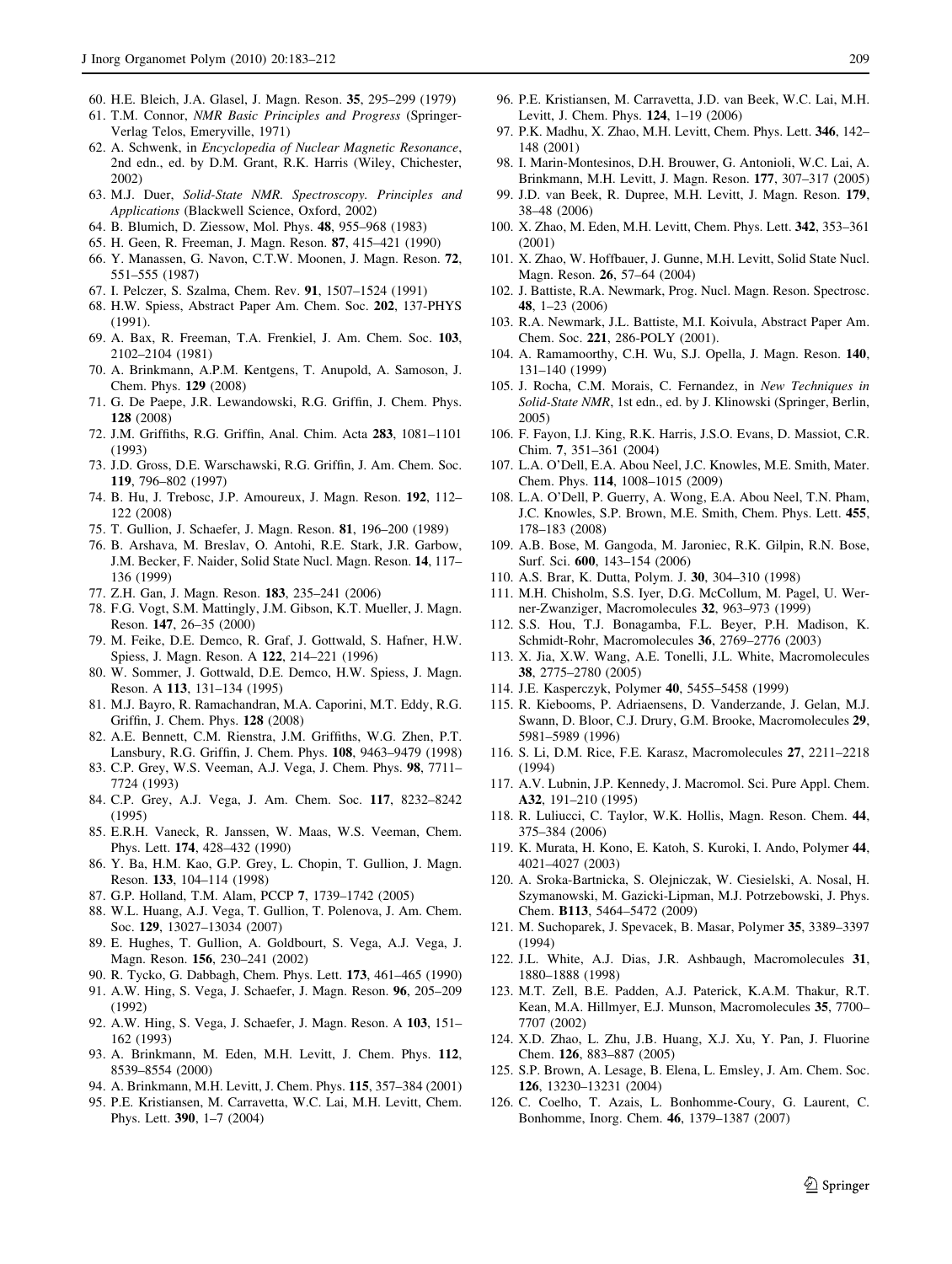60. H.E. Bleich, J.A. Glasel, J. Magn. Reson. **35**, 295–299 (1979)
61. T.M. Connor, *NMR Basic Principles and Progress* (Springer-Verlag Telos, Emeryville, 1971)
62. A. Schwenk, in *Encyclopedia of Nuclear Magnetic Resonance*, 2nd edn., ed. by D.M. Grant, R.K. Harris (Wiley, Chichester, 2002)
63. M.J. Duer, *Solid-State NMR. Spectroscopy. Principles and Applications* (Blackwell Science, Oxford, 2002)
64. B. Blumich, D. Ziessow, Mol. Phys. **48**, 955–968 (1983)
65. H. Geen, R. Freeman, J. Magn. Reson. **87**, 415–421 (1990)
66. Y. Manassen, G. Navon, C.T.W. Moonen, J. Magn. Reson. **72**, 551–555 (1987)
67. I. Pelczer, S. Szalma, Chem. Rev. **91**, 1507–1524 (1991)
68. H.W. Spiess, Abstract Paper Am. Chem. Soc. **202**, 137-PHYS (1991).
69. A. Bax, R. Freeman, T.A. Frenkiel, J. Am. Chem. Soc. **103**, 2102–2104 (1981)
70. A. Brinkmann, A.P.M. Kentgens, T. Anupold, A. Samoson, J. Chem. Phys. **129** (2008)
71. G. De Paepe, J.R. Lewandowski, R.G. Griffin, J. Chem. Phys. **128** (2008)
72. J.M. Griffiths, R.G. Griffin, Anal. Chim. Acta **283**, 1081–1101 (1993)
73. J.D. Gross, D.E. Warschawski, R.G. Griffin, J. Am. Chem. Soc. **119**, 796–802 (1997)
74. B. Hu, J. Trebosc, J.P. Amoureux, J. Magn. Reson. **192**, 112–122 (2008)
75. T. Gullion, J. Schaefer, J. Magn. Reson. **81**, 196–200 (1989)
76. B. Arshava, M. Breslav, O. Antohi, R.E. Stark, J.R. Garbow, J.M. Becker, F. Naider, Solid State Nucl. Magn. Reson. **14**, 117–136 (1999)
77. Z.H. Gan, J. Magn. Reson. **183**, 235–241 (2006)
78. F.G. Vogt, S.M. Mattingly, J.M. Gibson, K.T. Mueller, J. Magn. Reson. **147**, 26–35 (2000)
79. M. Feike, D.E. Demco, R. Graf, J. Gottwald, S. Hafner, H.W. Spiess, J. Magn. Reson. A **122**, 214–221 (1996)
80. W. Sommer, J. Gottwald, D.E. Demco, H.W. Spiess, J. Magn. Reson. A **113**, 131–134 (1995)
81. M.J. Bayro, R. Ramachandran, M.A. Caporini, M.T. Eddy, R.G. Griffin, J. Chem. Phys. **128** (2008)
82. A.E. Bennett, C.M. Rienstra, J.M. Griffiths, W.G. Zhen, P.T. Lansbury, R.G. Griffin, J. Chem. Phys. **108**, 9463–9479 (1998)
83. C.P. Grey, W.S. Veeman, A.J. Vega, J. Chem. Phys. **98**, 7711–7724 (1993)
84. C.P. Grey, A.J. Vega, J. Am. Chem. Soc. **117**, 8232–8242 (1995)
85. E.R.H. Vaneck, R. Janssen, W. Maas, W.S. Veeman, Chem. Phys. Lett. **174**, 428–432 (1990)
86. Y. Ba, H.M. Kao, G.P. Grey, L. Chopin, T. Gullion, J. Magn. Reson. **133**, 104–114 (1998)
87. G.P. Holland, T.M. Alam, PCCP **7**, 1739–1742 (2005)
88. W.L. Huang, A.J. Vega, T. Gullion, T. Polenova, J. Am. Chem. Soc. **129**, 13027–13034 (2007)
89. E. Hughes, T. Gullion, A. Goldbourt, S. Vega, A.J. Vega, J. Magn. Reson. **156**, 230–241 (2002)
90. R. Tycko, G. Dabbagh, Chem. Phys. Lett. **173**, 461–465 (1990)
91. A.W. Hing, S. Vega, J. Schaefer, J. Magn. Reson. **96**, 205–209 (1992)
92. A.W. Hing, S. Vega, J. Schaefer, J. Magn. Reson. A **103**, 151–162 (1993)
93. A. Brinkmann, M. Eden, M.H. Levitt, J. Chem. Phys. **112**, 8539–8554 (2000)
94. A. Brinkmann, M.H. Levitt, J. Chem. Phys. **115**, 357–384 (2001)
95. P.E. Kristiansen, M. Carravetta, W.C. Lai, M.H. Levitt, Chem. Phys. Lett. **390**, 1–7 (2004)
96. P.E. Kristiansen, M. Carravetta, J.D. van Beek, W.C. Lai, M.H. Levitt, J. Chem. Phys. **124**, 1–19 (2006)
97. P.K. Madhu, X. Zhao, M.H. Levitt, Chem. Phys. Lett. **346**, 142–148 (2001)
98. I. Marin-Montesinos, D.H. Brouwer, G. Antonioli, W.C. Lai, A. Brinkmann, M.H. Levitt, J. Magn. Reson. **177**, 307–317 (2005)
99. J.D. van Beek, R. Dupree, M.H. Levitt, J. Magn. Reson. **179**, 38–48 (2006)
100. X. Zhao, M. Eden, M.H. Levitt, Chem. Phys. Lett. **342**, 353–361 (2001)
101. X. Zhao, W. Hoffbauer, J. Gunne, M.H. Levitt, Solid State Nucl. Magn. Reson. **26**, 57–64 (2004)
102. J. Battiste, R.A. Newmark, Prog. Nucl. Magn. Reson. Spectrosc. **48**, 1–23 (2006)
103. R.A. Newmark, J.L. Battiste, M.I. Koivula, Abstract Paper Am. Chem. Soc. **221**, 286-POLY (2001).
104. A. Ramamoorthy, C.H. Wu, S.J. Opella, J. Magn. Reson. **140**, 131–140 (1999)
105. J. Rocha, C.M. Morais, C. Fernandez, in *New Techniques in Solid-State NMR*, 1st edn., ed. by J. Klinowski (Springer, Berlin, 2005)
106. F. Fayon, I.J. King, R.K. Harris, J.S.O. Evans, D. Massiot, C.R. Chim. **7**, 351–361 (2004)
107. L.A. O'Dell, E.A. Abou Neel, J.C. Knowles, M.E. Smith, Mater. Chem. Phys. **114**, 1008–1015 (2009)
108. L.A. O'Dell, P. Guerry, A. Wong, E.A. Abou Neel, T.N. Pham, J.C. Knowles, S.P. Brown, M.E. Smith, Chem. Phys. Lett. **455**, 178–183 (2008)
109. A.B. Bose, M. Gangoda, M. Jaroniec, R.K. Gilpin, R.N. Bose, Surf. Sci. **600**, 143–154 (2006)
110. A.S. Brar, K. Dutta, Polym. J. **30**, 304–310 (1998)
111. M.H. Chisholm, S.S. Iyer, D.G. McCollum, M. Pagel, U. Werner-Zwanziger, Macromolecules **32**, 963–973 (1999)
112. S.S. Hou, T.J. Bonagamba, F.L. Beyer, P.H. Madison, K. Schmidt-Rohr, Macromolecules **36**, 2769–2776 (2003)
113. X. Jia, X.W. Wang, A.E. Tonelli, J.L. White, Macromolecules **38**, 2775–2780 (2005)
114. J.E. Kasperczyk, Polymer **40**, 5455–5458 (1999)
115. R. Kiebooms, P. Adriaensens, D. Vanderzande, J. Gelan, M.J. Swann, D. Bloor, C.J. Drury, G.M. Brooke, Macromolecules **29**, 5981–5989 (1996)
116. S. Li, D.M. Rice, F.E. Karasz, Macromolecules **27**, 2211–2218 (1994)
117. A.V. Lubnin, J.P. Kennedy, J. Macromol. Sci. Pure Appl. Chem. **A32**, 191–210 (1995)
118. R. Luliucci, C. Taylor, W.K. Hollis, Magn. Reson. Chem. **44**, 375–384 (2006)
119. K. Murata, H. Kono, E. Katoh, S. Kuroki, I. Ando, Polymer **44**, 4021–4027 (2003)
120. A. Sroka-Bartnicka, S. Olejniczak, W. Ciesielski, A. Nosal, H. Szymanowski, M. Gazicki-Lipman, M.J. Potrzebowski, J. Phys. Chem. **B113**, 5464–5472 (2009)
121. M. Suchoparek, J. Spevacek, B. Masar, Polymer **35**, 3389–3397 (1994)
122. J.L. White, A.J. Dias, J.R. Ashbaugh, Macromolecules **31**, 1880–1888 (1998)
123. M.T. Zell, B.E. Padden, A.J. Paterick, K.A.M. Thakur, R.T. Kean, M.A. Hillmyer, E.J. Munson, Macromolecules **35**, 7700–7707 (2002)
124. X.D. Zhao, L. Zhu, J.B. Huang, X.J. Xu, Y. Pan, J. Fluorine Chem. **126**, 883–887 (2005)
125. S.P. Brown, A. Lesage, B. Elena, L. Emsley, J. Am. Chem. Soc. **126**, 13230–13231 (2004)
126. C. Coelho, T. Azais, L. Bonhomme-Coury, G. Laurent, C. Bonhomme, Inorg. Chem. **46**, 1379–1387 (2007)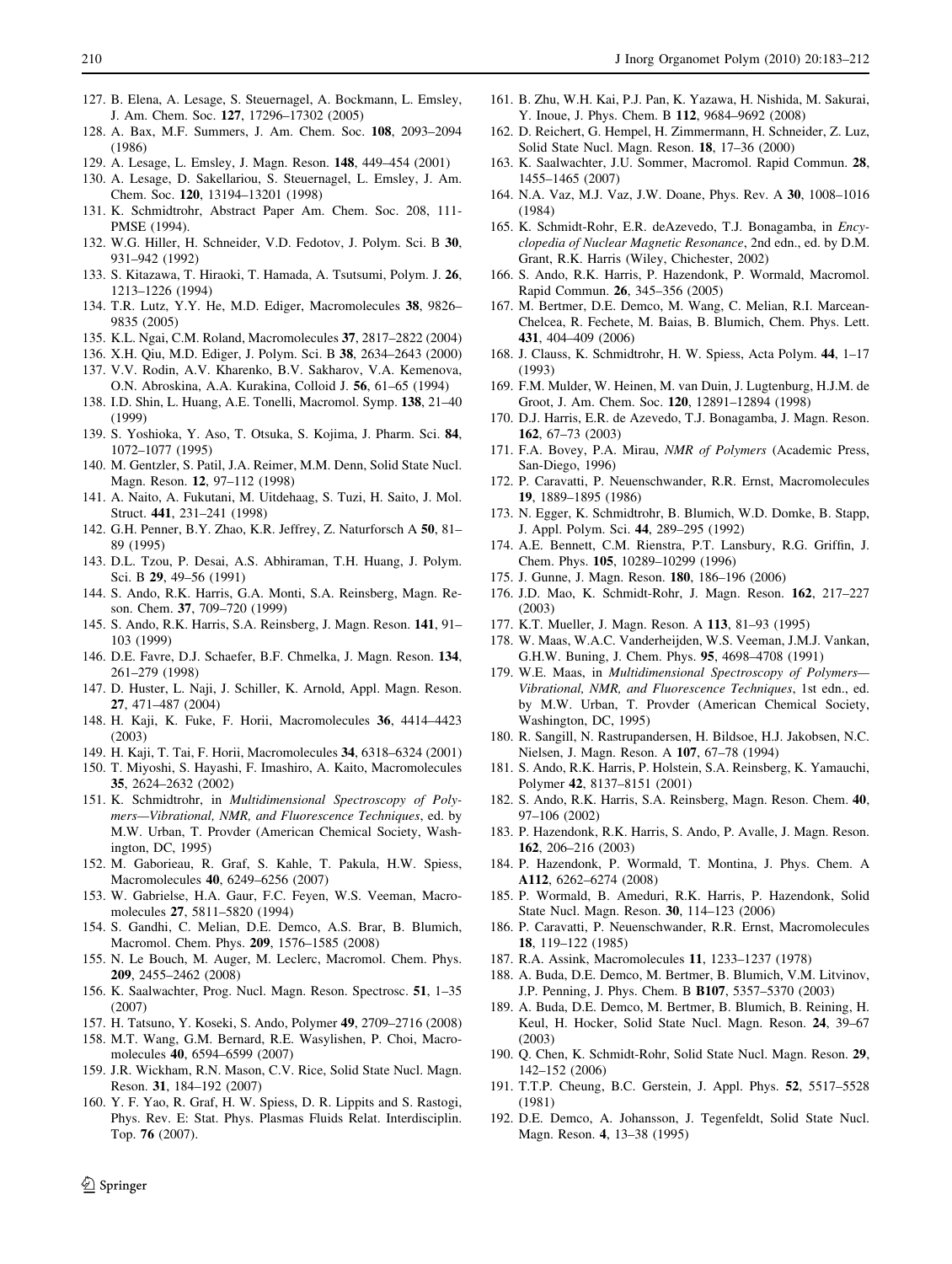127. B. Elena, A. Lesage, S. Steuernagel, A. Bockmann, L. Emsley, J. Am. Chem. Soc. **127**, 17296–17302 (2005)
128. A. Bax, M.F. Summers, J. Am. Chem. Soc. **108**, 2093–2094 (1986)
129. A. Lesage, L. Emsley, J. Magn. Reson. **148**, 449–454 (2001)
130. A. Lesage, D. Sakellariou, S. Steuernagel, L. Emsley, J. Am. Chem. Soc. **120**, 13194–13201 (1998)
131. K. Schmidtrohr, Abstract Paper Am. Chem. Soc. 208, 111-PMSE (1994).
132. W.G. Hiller, H. Schneider, V.D. Fedotov, J. Polym. Sci. B **30**, 931–942 (1992)
133. S. Kitazawa, T. Hiraoki, T. Hamada, A. Tsutsumi, Polym. J. **26**, 1213–1226 (1994)
134. T.R. Lutz, Y.Y. He, M.D. Ediger, Macromolecules **38**, 9826–9835 (2005)
135. K.L. Ngai, C.M. Roland, Macromolecules **37**, 2817–2822 (2004)
136. X.H. Qiu, M.D. Ediger, J. Polym. Sci. B **38**, 2634–2643 (2000)
137. V.V. Rodin, A.V. Kharenko, B.V. Sakharov, V.A. Kemenova, O.N. Abroskina, A.A. Kurakina, Colloid J. **56**, 61–65 (1994)
138. I.D. Shin, L. Huang, A.E. Tonelli, Macromol. Symp. **138**, 21–40 (1999)
139. S. Yoshioka, Y. Aso, T. Otsuka, S. Kojima, J. Pharm. Sci. **84**, 1072–1077 (1995)
140. M. Gentzler, S. Patil, J.A. Reimer, M.M. Denn, Solid State Nucl. Magn. Reson. **12**, 97–112 (1998)
141. A. Naito, A. Fukutani, M. Uitdehaag, S. Tuzi, H. Saito, J. Mol. Struct. **441**, 231–241 (1998)
142. G.H. Penner, B.Y. Zhao, K.R. Jeffrey, Z. Naturforsch A **50**, 81–89 (1995)
143. D.L. Tzou, P. Desai, A.S. Abhiraman, T.H. Huang, J. Polym. Sci. B **29**, 49–56 (1991)
144. S. Ando, R.K. Harris, G.A. Monti, S.A. Reinsberg, Magn. Reson. Chem. **37**, 709–720 (1999)
145. S. Ando, R.K. Harris, S.A. Reinsberg, J. Magn. Reson. **141**, 91–103 (1999)
146. D.E. Favre, D.J. Schaefer, B.F. Chmelka, J. Magn. Reson. **134**, 261–279 (1998)
147. D. Huster, L. Naji, J. Schiller, K. Arnold, Appl. Magn. Reson. **27**, 471–487 (2004)
148. H. Kaji, K. Fuke, F. Horii, Macromolecules **36**, 4414–4423 (2003)
149. H. Kaji, T. Tai, F. Horii, Macromolecules **34**, 6318–6324 (2001)
150. T. Miyoshi, S. Hayashi, F. Imashiro, A. Kaito, Macromolecules **35**, 2624–2632 (2002)
151. K. Schmidtrohr, in *Multidimensional Spectroscopy of Polymers—Vibrational, NMR, and Fluorescence Techniques*, ed. by M.W. Urban, T. Provder (American Chemical Society, Washington, DC, 1995)
152. M. Gaborieau, R. Graf, S. Kahle, T. Pakula, H.W. Spiess, Macromolecules **40**, 6249–6256 (2007)
153. W. Gabrielse, H.A. Gaur, F.C. Feyen, W.S. Veeman, Macromolecules **27**, 5811–5820 (1994)
154. S. Gandhi, C. Melian, D.E. Demco, A.S. Brar, B. Blumich, Macromol. Chem. Phys. **209**, 1576–1585 (2008)
155. N. Le Bouch, M. Auger, M. Leclerc, Macromol. Chem. Phys. **209**, 2455–2462 (2008)
156. K. Saalwachter, Prog. Nucl. Magn. Reson. Spectrosc. **51**, 1–35 (2007)
157. H. Tatsuno, Y. Koseki, S. Ando, Polymer **49**, 2709–2716 (2008)
158. M.T. Wang, G.M. Bernard, R.E. Wasylishen, P. Choi, Macromolecules **40**, 6594–6599 (2007)
159. J.R. Wickham, R.N. Mason, C.V. Rice, Solid State Nucl. Magn. Reson. **31**, 184–192 (2007)
160. Y. F. Yao, R. Graf, H. W. Spiess, D. R. Lippits and S. Rastogi, Phys. Rev. E: Stat. Phys. Plasmas Fluids Relat. Interdisciplin. Top. **76** (2007).
161. B. Zhu, W.H. Kai, P.J. Pan, K. Yazawa, H. Nishida, M. Sakurai, Y. Inoue, J. Phys. Chem. B **112**, 9684–9692 (2008)
162. D. Reichert, G. Hempel, H. Zimmermann, H. Schneider, Z. Luz, Solid State Nucl. Magn. Reson. **18**, 17–36 (2000)
163. K. Saalwachter, J.U. Sommer, Macromol. Rapid Commun. **28**, 1455–1465 (2007)
164. N.A. Vaz, M.J. Vaz, J.W. Doane, Phys. Rev. A **30**, 1008–1016 (1984)
165. K. Schmidt-Rohr, E.R. deAzevedo, T.J. Bonagamba, in *Encyclopedia of Nuclear Magnetic Resonance*, 2nd edn., ed. by D.M. Grant, R.K. Harris (Wiley, Chichester, 2002)
166. S. Ando, R.K. Harris, P. Hazendonk, P. Wormald, Macromol. Rapid Commun. **26**, 345–356 (2005)
167. M. Bertmer, D.E. Demco, M. Wang, C. Melian, R.I. Marcean-Chelcea, R. Fechete, M. Baias, B. Blumich, Chem. Phys. Lett. **431**, 404–409 (2006)
168. J. Clauss, K. Schmidtrohr, H. W. Spiess, Acta Polym. **44**, 1–17 (1993)
169. F.M. Mulder, W. Heinen, M. van Duin, J. Lugtenburg, H.J.M. de Groot, J. Am. Chem. Soc. **120**, 12891–12894 (1998)
170. D.J. Harris, E.R. de Azevedo, T.J. Bonagamba, J. Magn. Reson. **162**, 67–73 (2003)
171. F.A. Bovey, P.A. Mirau, *NMR of Polymers* (Academic Press, San-Diego, 1996)
172. P. Caravatti, P. Neuenschwander, R.R. Ernst, Macromolecules **19**, 1889–1895 (1986)
173. N. Egger, K. Schmidtrohr, B. Blumich, W.D. Domke, B. Stapp, J. Appl. Polym. Sci. **44**, 289–295 (1992)
174. A.E. Bennett, C.M. Rienstra, P.T. Lansbury, R.G. Griffin, J. Chem. Phys. **105**, 10289–10299 (1996)
175. J. Gunne, J. Magn. Reson. **180**, 186–196 (2006)
176. J.D. Mao, K. Schmidt-Rohr, J. Magn. Reson. **162**, 217–227 (2003)
177. K.T. Mueller, J. Magn. Reson. A **113**, 81–93 (1995)
178. W. Maas, W.A.C. Vanderheijden, W.S. Veeman, J.M.J. Vankan, G.H.W. Buning, J. Chem. Phys. **95**, 4698–4708 (1991)
179. W.E. Maas, in *Multidimensional Spectroscopy of Polymers—Vibrational, NMR, and Fluorescence Techniques*, 1st edn., ed. by M.W. Urban, T. Provder (American Chemical Society, Washington, DC, 1995)
180. R. Sangill, N. Rastrupandersen, H. Bildsoe, H.J. Jakobsen, N.C. Nielsen, J. Magn. Reson. A **107**, 67–78 (1994)
181. S. Ando, R.K. Harris, P. Holstein, S.A. Reinsberg, K. Yamauchi, Polymer **42**, 8137–8151 (2001)
182. S. Ando, R.K. Harris, S.A. Reinsberg, Magn. Reson. Chem. **40**, 97–106 (2002)
183. P. Hazendonk, R.K. Harris, S. Ando, P. Avalle, J. Magn. Reson. **162**, 206–216 (2003)
184. P. Hazendonk, P. Wormald, T. Montina, J. Phys. Chem. A **A112**, 6262–6274 (2008)
185. P. Wormald, B. Ameduri, R.K. Harris, P. Hazendonk, Solid State Nucl. Magn. Reson. **30**, 114–123 (2006)
186. P. Caravatti, P. Neuenschwander, R.R. Ernst, Macromolecules **18**, 119–122 (1985)
187. R.A. Assink, Macromolecules **11**, 1233–1237 (1978)
188. A. Buda, D.E. Demco, M. Bertmer, B. Blumich, V.M. Litvinov, J.P. Penning, J. Phys. Chem. B **B107**, 5357–5370 (2003)
189. A. Buda, D.E. Demco, M. Bertmer, B. Blumich, B. Reining, H. Keul, H. Hocker, Solid State Nucl. Magn. Reson. **24**, 39–67 (2003)
190. Q. Chen, K. Schmidt-Rohr, Solid State Nucl. Magn. Reson. **29**, 142–152 (2006)
191. T.T.P. Cheung, B.C. Gerstein, J. Appl. Phys. **52**, 5517–5528 (1981)
192. D.E. Demco, A. Johansson, J. Tegenfeldt, Solid State Nucl. Magn. Reson. **4**, 13–38 (1995)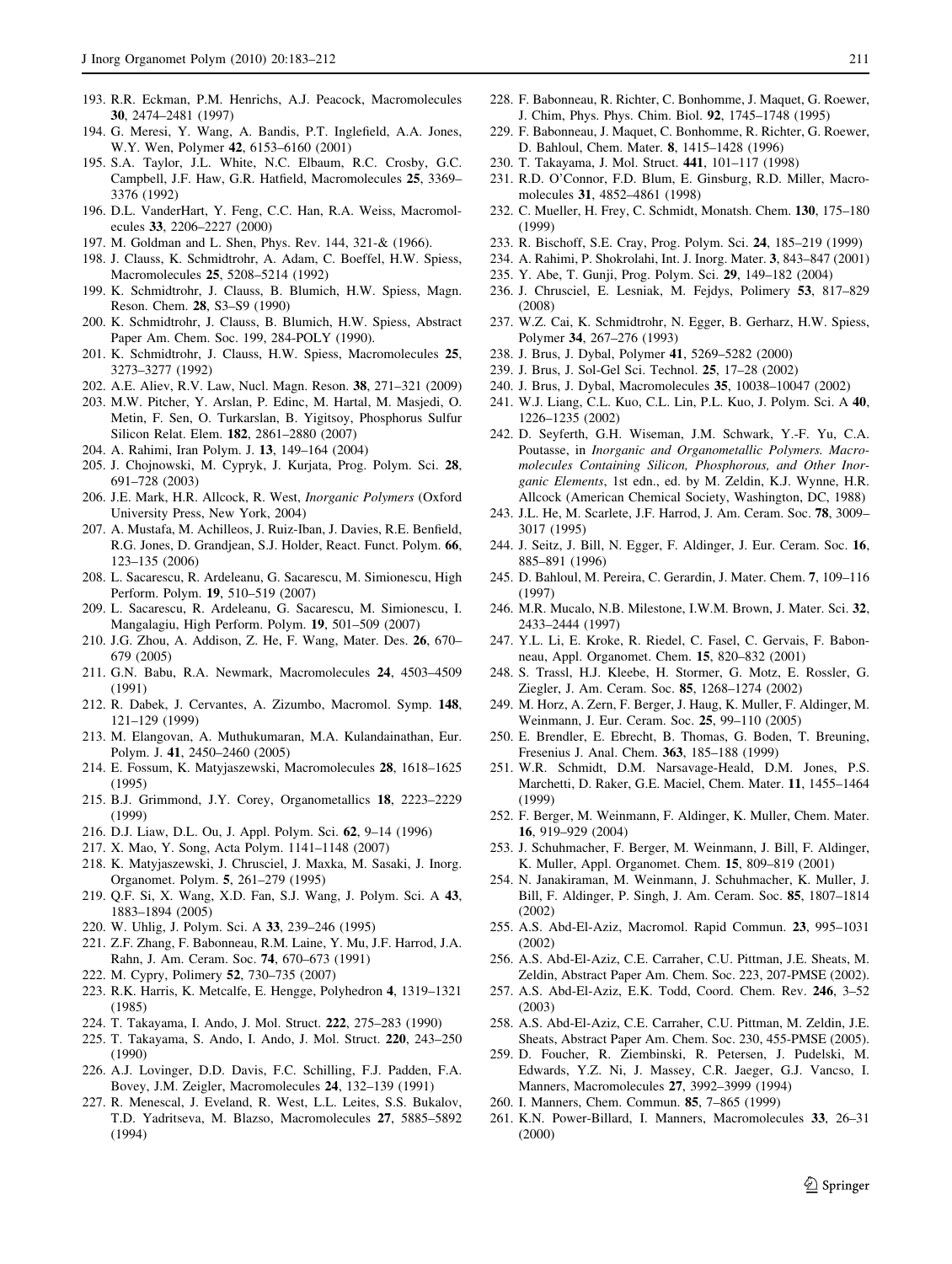193. R.R. Eckman, P.M. Henrichs, A.J. Peacock, Macromolecules **30**, 2474–2481 (1997)
194. G. Meresi, Y. Wang, A. Bandis, P.T. Inglefield, A.A. Jones, W.Y. Wen, Polymer **42**, 6153–6160 (2001)
195. S.A. Taylor, J.L. White, N.C. Elbaum, R.C. Crosby, G.C. Campbell, J.F. Haw, G.R. Hatfield, Macromolecules **25**, 3369–3376 (1992)
196. D.L. VanderHart, Y. Feng, C.C. Han, R.A. Weiss, Macromolecules **33**, 2206–2227 (2000)
197. M. Goldman and L. Shen, Phys. Rev. 144, 321-& (1966).
198. J. Clauss, K. Schmidtrohr, A. Adam, C. Boeffel, H.W. Spiess, Macromolecules **25**, 5208–5214 (1992)
199. K. Schmidtrohr, J. Clauss, B. Blumich, H.W. Spiess, Magn. Reson. Chem. **28**, S3–S9 (1990)
200. K. Schmidtrohr, J. Clauss, B. Blumich, H.W. Spiess, Abstract Paper Am. Chem. Soc. 199, 284-POLY (1990).
201. K. Schmidtrohr, J. Clauss, H.W. Spiess, Macromolecules **25**, 3273–3277 (1992)
202. A.E. Aliev, R.V. Law, Nucl. Magn. Reson. **38**, 271–321 (2009)
203. M.W. Pitcher, Y. Arslan, P. Edinc, M. Hartal, M. Masjedi, O. Metin, F. Sen, O. Turkarslan, B. Yigitsoy, Phosphorus Sulfur Silicon Relat. Elem. **182**, 2861–2880 (2007)
204. A. Rahimi, Iran Polym. J. **13**, 149–164 (2004)
205. J. Chojnowski, M. Cypryk, J. Kurjata, Prog. Polym. Sci. **28**, 691–728 (2003)
206. J.E. Mark, H.R. Allcock, R. West, *Inorganic Polymers* (Oxford University Press, New York, 2004)
207. A. Mustafa, M. Achilleos, J. Ruiz-Iban, J. Davies, R.E. Benfield, R.G. Jones, D. Grandjean, S.J. Holder, React. Funct. Polym. **66**, 123–135 (2006)
208. L. Sacarescu, R. Ardeleanu, G. Sacarescu, M. Simionescu, High Perform. Polym. **19**, 510–519 (2007)
209. L. Sacarescu, R. Ardeleanu, G. Sacarescu, M. Simionescu, I. Mangalagiu, High Perform. Polym. **19**, 501–509 (2007)
210. J.G. Zhou, A. Addison, Z. He, F. Wang, Mater. Des. **26**, 670–679 (2005)
211. G.N. Babu, R.A. Newmark, Macromolecules **24**, 4503–4509 (1991)
212. R. Dabek, J. Cervantes, A. Zizumbo, Macromol. Symp. **148**, 121–129 (1999)
213. M. Elangovan, A. Muthukumaran, M.A. Kulandainathan, Eur. Polym. J. **41**, 2450–2460 (2005)
214. E. Fossum, K. Matyjaszewski, Macromolecules **28**, 1618–1625 (1995)
215. B.J. Grimmond, J.Y. Corey, Organometallics **18**, 2223–2229 (1999)
216. D.J. Liaw, D.L. Ou, J. Appl. Polym. Sci. **62**, 9–14 (1996)
217. X. Mao, Y. Song, Acta Polym. 1141–1148 (2007)
218. K. Matyjaszewski, J. Chrusciel, J. Maxka, M. Sasaki, J. Inorg. Organomet. Polym. **5**, 261–279 (1995)
219. Q.F. Si, X. Wang, X.D. Fan, S.J. Wang, J. Polym. Sci. A **43**, 1883–1894 (2005)
220. W. Uhlig, J. Polym. Sci. A **33**, 239–246 (1995)
221. Z.F. Zhang, F. Babonneau, R.M. Laine, Y. Mu, J.F. Harrod, J.A. Rahn, J. Am. Ceram. Soc. **74**, 670–673 (1991)
222. M. Cypry, Polimery **52**, 730–735 (2007)
223. R.K. Harris, K. Metcalfe, E. Hengge, Polyhedron **4**, 1319–1321 (1985)
224. T. Takayama, I. Ando, J. Mol. Struct. **222**, 275–283 (1990)
225. T. Takayama, S. Ando, I. Ando, J. Mol. Struct. **220**, 243–250 (1990)
226. A.J. Lovinger, D.D. Davis, F.C. Schilling, F.J. Padden, F.A. Bovey, J.M. Zeigler, Macromolecules **24**, 132–139 (1991)
227. R. Menescal, J. Eveland, R. West, L.L. Leites, S.S. Bukalov, T.D. Yadritseva, M. Blazso, Macromolecules **27**, 5885–5892 (1994)
228. F. Babonneau, R. Richter, C. Bonhomme, J. Maquet, G. Roewer, J. Chim, Phys. Phys. Chim. Biol. **92**, 1745–1748 (1995)
229. F. Babonneau, J. Maquet, C. Bonhomme, R. Richter, G. Roewer, D. Bahloul, Chem. Mater. **8**, 1415–1428 (1996)
230. T. Takayama, J. Mol. Struct. **441**, 101–117 (1998)
231. R.D. O'Connor, F.D. Blum, E. Ginsburg, R.D. Miller, Macromolecules **31**, 4852–4861 (1998)
232. C. Mueller, H. Frey, C. Schmidt, Monatsh. Chem. **130**, 175–180 (1999)
233. R. Bischoff, S.E. Cray, Prog. Polym. Sci. **24**, 185–219 (1999)
234. A. Rahimi, P. Shokrolahi, Int. J. Inorg. Mater. **3**, 843–847 (2001)
235. Y. Abe, T. Gunji, Prog. Polym. Sci. **29**, 149–182 (2004)
236. J. Chrusciel, E. Lesniak, M. Fejdys, Polimery **53**, 817–829 (2008)
237. W.Z. Cai, K. Schmidtrohr, N. Egger, B. Gerharz, H.W. Spiess, Polymer **34**, 267–276 (1993)
238. J. Brus, J. Dybal, Polymer **41**, 5269–5282 (2000)
239. J. Brus, J. Sol-Gel Sci. Technol. **25**, 17–28 (2002)
240. J. Brus, J. Dybal, Macromolecules **35**, 10038–10047 (2002)
241. W.J. Liang, C.L. Kuo, C.L. Lin, P.L. Kuo, J. Polym. Sci. A **40**, 1226–1235 (2002)
242. D. Seyferth, G.H. Wiseman, J.M. Schwark, Y.-F. Yu, C.A. Poutasse, in *Inorganic and Organometallic Polymers. Macromolecules Containing Silicon, Phosphorous, and Other Inorganic Elements*, 1st edn., ed. by M. Zeldin, K.J. Wynne, H.R. Allcock (American Chemical Society, Washington, DC, 1988)
243. J.L. He, M. Scarlete, J.F. Harrod, J. Am. Ceram. Soc. **78**, 3009–3017 (1995)
244. J. Seitz, J. Bill, N. Egger, F. Aldinger, J. Eur. Ceram. Soc. **16**, 885–891 (1996)
245. D. Bahloul, M. Pereira, C. Gerardin, J. Mater. Chem. **7**, 109–116 (1997)
246. M.R. Mucalo, N.B. Milestone, I.W.M. Brown, J. Mater. Sci. **32**, 2433–2444 (1997)
247. Y.L. Li, E. Kroke, R. Riedel, C. Fasel, C. Gervais, F. Babonneau, Appl. Organomet. Chem. **15**, 820–832 (2001)
248. S. Trassl, H.J. Kleebe, H. Stormer, G. Motz, E. Rossler, G. Ziegler, J. Am. Ceram. Soc. **85**, 1268–1274 (2002)
249. M. Horz, A. Zern, F. Berger, J. Haug, K. Muller, F. Aldinger, M. Weinmann, J. Eur. Ceram. Soc. **25**, 99–110 (2005)
250. E. Brendler, E. Ebrecht, B. Thomas, G. Boden, T. Breuning, Fresenius J. Anal. Chem. **363**, 185–188 (1999)
251. W.R. Schmidt, D.M. Narsavage-Heald, D.M. Jones, P.S. Marchetti, D. Raker, G.E. Maciel, Chem. Mater. **11**, 1455–1464 (1999)
252. F. Berger, M. Weinmann, F. Aldinger, K. Muller, Chem. Mater. **16**, 919–929 (2004)
253. J. Schuhmacher, F. Berger, M. Weinmann, J. Bill, F. Aldinger, K. Muller, Appl. Organomet. Chem. **15**, 809–819 (2001)
254. N. Janakiraman, M. Weinmann, J. Schuhmacher, K. Muller, J. Bill, F. Aldinger, P. Singh, J. Am. Ceram. Soc. **85**, 1807–1814 (2002)
255. A.S. Abd-El-Aziz, Macromol. Rapid Commun. **23**, 995–1031 (2002)
256. A.S. Abd-El-Aziz, C.E. Carraher, C.U. Pittman, J.E. Sheats, M. Zeldin, Abstract Paper Am. Chem. Soc. 223, 207-PMSE (2002).
257. A.S. Abd-El-Aziz, E.K. Todd, Coord. Chem. Rev. **246**, 3–52 (2003)
258. A.S. Abd-El-Aziz, C.E. Carraher, C.U. Pittman, M. Zeldin, J.E. Sheats, Abstract Paper Am. Chem. Soc. 230, 455-PMSE (2005).
259. D. Foucher, R. Ziembinski, R. Petersen, J. Pudelski, M. Edwards, Y.Z. Ni, J. Massey, C.R. Jaeger, G.J. Vancso, I. Manners, Macromolecules **27**, 3992–3999 (1994)
260. I. Manners, Chem. Commun. **85**, 7–865 (1999)
261. K.N. Power-Billard, I. Manners, Macromolecules **33**, 26–31 (2000)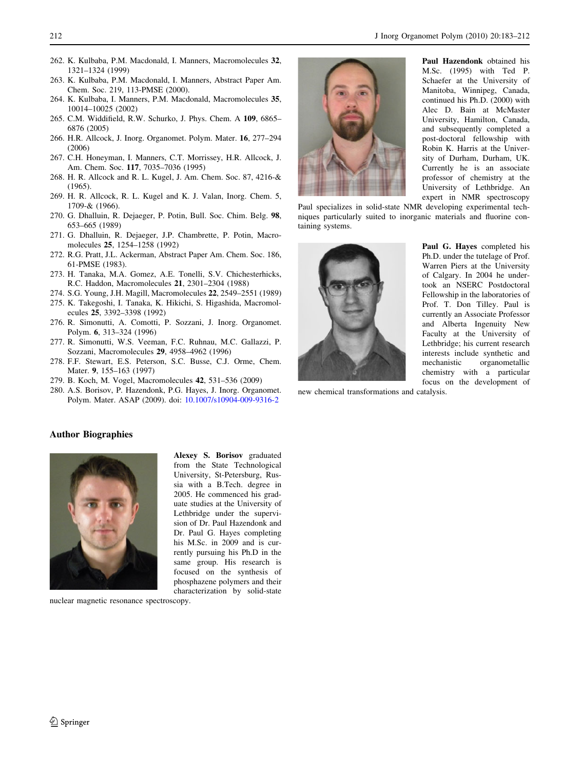262. K. Kulbaba, P.M. Macdonald, I. Manners, Macromolecules **32**, 1321–1324 (1999)
263. K. Kulbaba, P.M. Macdonald, I. Manners, Abstract Paper Am. Chem. Soc. 219, 113-PMSE (2000).
264. K. Kulbaba, I. Manners, P.M. Macdonald, Macromolecules **35**, 10014–10025 (2002)
265. C.M. Widdifield, R.W. Schurko, J. Phys. Chem. A **109**, 6865–6876 (2005)
266. H.R. Allcock, J. Inorg. Organomet. Polym. Mater. **16**, 277–294 (2006)
267. C.H. Honeyman, I. Manners, C.T. Morrissey, H.R. Allcock, J. Am. Chem. Soc. **117**, 7035–7036 (1995)
268. H. R. Allcock and R. L. Kugel, J. Am. Chem. Soc. 87, 4216-& (1965).
269. H. R. Allcock, R. L. Kugel and K. J. Valan, Inorg. Chem. 5, 1709-& (1966).
270. G. Dhalluin, R. Dejaeger, P. Potin, Bull. Soc. Chim. Belg. **98**, 653–665 (1989)
271. G. Dhalluin, R. Dejaeger, J.P. Chambrette, P. Potin, Macromolecules **25**, 1254–1258 (1992)
272. R.G. Pratt, J.L. Ackerman, Abstract Paper Am. Chem. Soc. 186, 61-PMSE (1983).
273. H. Tanaka, M.A. Gomez, A.E. Tonelli, S.V. Chichesterhicks, R.C. Haddon, Macromolecules **21**, 2301–2304 (1988)
274. S.G. Young, J.H. Magill, Macromolecules **22**, 2549–2551 (1989)
275. K. Takegoshi, I. Tanaka, K. Hikichi, S. Higashida, Macromolecules **25**, 3392–3398 (1992)
276. R. Simonutti, A. Comotti, P. Sozzani, J. Inorg. Organomet. Polym. **6**, 313–324 (1996)
277. R. Simonutti, W.S. Veeman, F.C. Ruhnau, M.C. Gallazzi, P. Sozzani, Macromolecules **29**, 4958–4962 (1996)
278. F.F. Stewart, E.S. Peterson, S.C. Busse, C.J. Orme, Chem. Mater. **9**, 155–163 (1997)
279. B. Koch, M. Vogel, Macromolecules **42**, 531–536 (2009)
280. A.S. Borisov, P. Hazendonk, P.G. Hayes, J. Inorg. Organomet. Polym. Mater. ASAP (2009). doi: 10.1007/s10904-009-9316-2

## Author Biographies

**Alexey S. Borisov** graduated from the State Technological University, St-Petersburg, Russia with a B.Tech. degree in 2005. He commenced his graduate studies at the University of Lethbridge under the supervision of Dr. Paul Hazendonk and Dr. Paul G. Hayes completing his M.Sc. in 2009 and is currently pursuing his Ph.D in the same group. His research is focused on the synthesis of phosphazene polymers and their characterization by solid-state nuclear magnetic resonance spectroscopy.

**Paul Hazendonk** obtained his M.Sc. (1995) with Ted P. Schaefer at the University of Manitoba, Winnipeg, Canada, continued his Ph.D. (2000) with Alec D. Bain at McMaster University, Hamilton, Canada, and subsequently completed a post-doctoral fellowship with Robin K. Harris at the University of Durham, Durham, UK. Currently he is an associate professor of chemistry at the University of Lethbridge. An expert in NMR spectroscopy Paul specializes in solid-state NMR developing experimental techniques particularly suited to inorganic materials and fluorine containing systems.

**Paul G. Hayes** completed his Ph.D. under the tutelage of Prof. Warren Piers at the University of Calgary. In 2004 he undertook an NSERC Postdoctoral Fellowship in the laboratories of Prof. T. Don Tilley. Paul is currently an Associate Professor and Alberta Ingenuity New Faculty at the University of Lethbridge; his current research interests include synthetic and mechanistic organometallic chemistry with a particular focus on the development of new chemical transformations and catalysis.